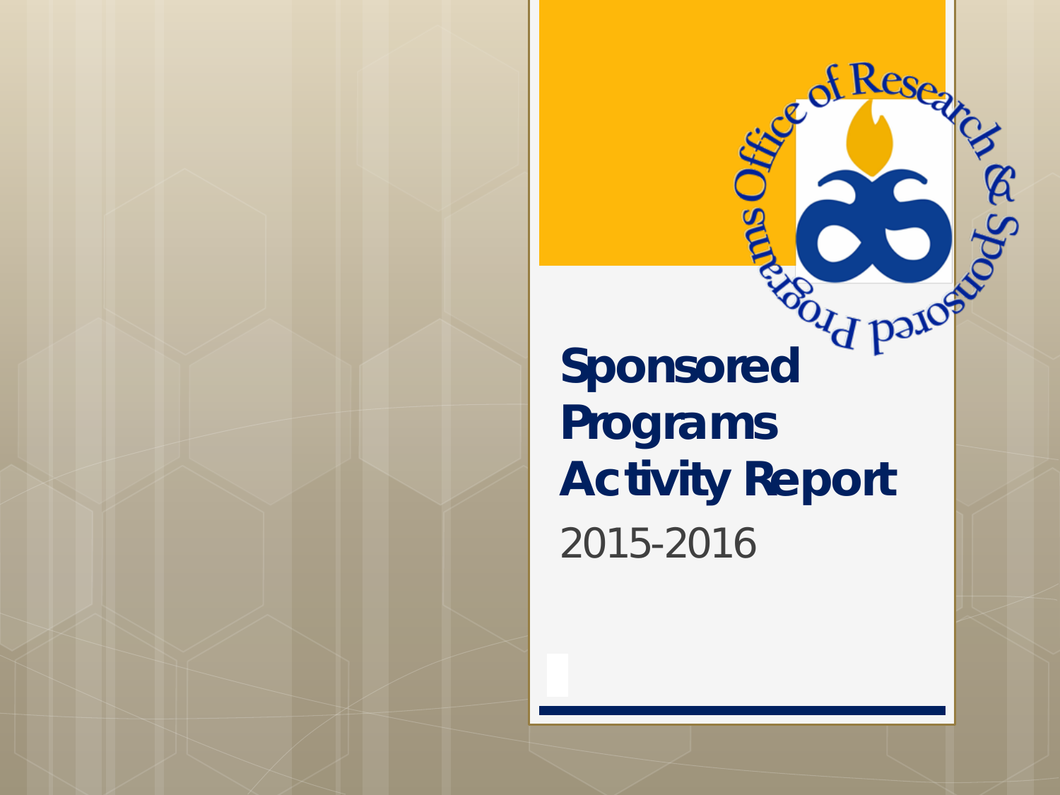Office of Research & Sponsored Programs

# Sponsored Programs Activity Report

2015-2016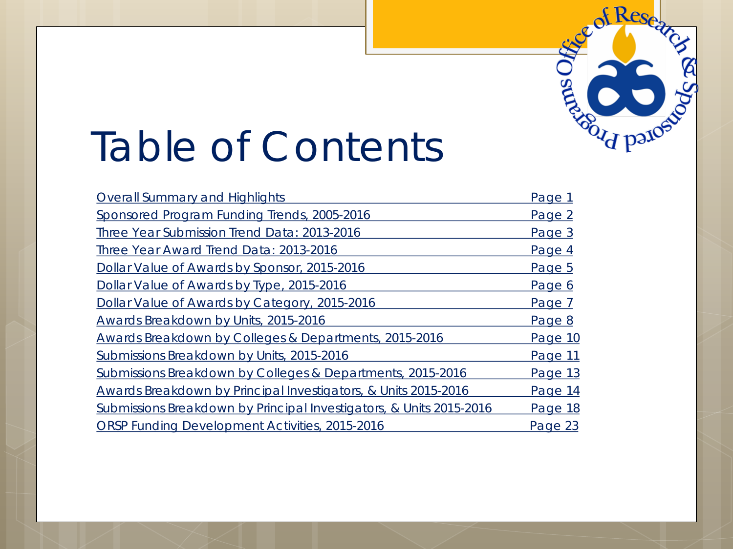# Table of Contents

| | |
|---|---|
| Overall Summary and Highlights | Page 1 |
| Sponsored Program Funding Trends, 2005-2016 | Page 2 |
| Three Year Submission Trend Data: 2013-2016 | Page 3 |
| Three Year Award Trend Data: 2013-2016 | Page 4 |
| Dollar Value of Awards by Sponsor, 2015-2016 | Page 5 |
| Dollar Value of Awards by Type, 2015-2016 | Page 6 |
| Dollar Value of Awards by Category, 2015-2016 | Page 7 |
| Awards Breakdown by Units, 2015-2016 | Page 8 |
| Awards Breakdown by Colleges & Departments, 2015-2016 | Page 10 |
| Submissions Breakdown by Units, 2015-2016 | Page 11 |
| Submissions Breakdown by Colleges & Departments, 2015-2016 | Page 13 |
| Awards Breakdown by Principal Investigators, & Units 2015-2016 | Page 14 |
| Submissions Breakdown by Principal Investigators, & Units 2015-2016 | Page 18 |
| ORSP Funding Development Activities, 2015-2016 | Page 23 |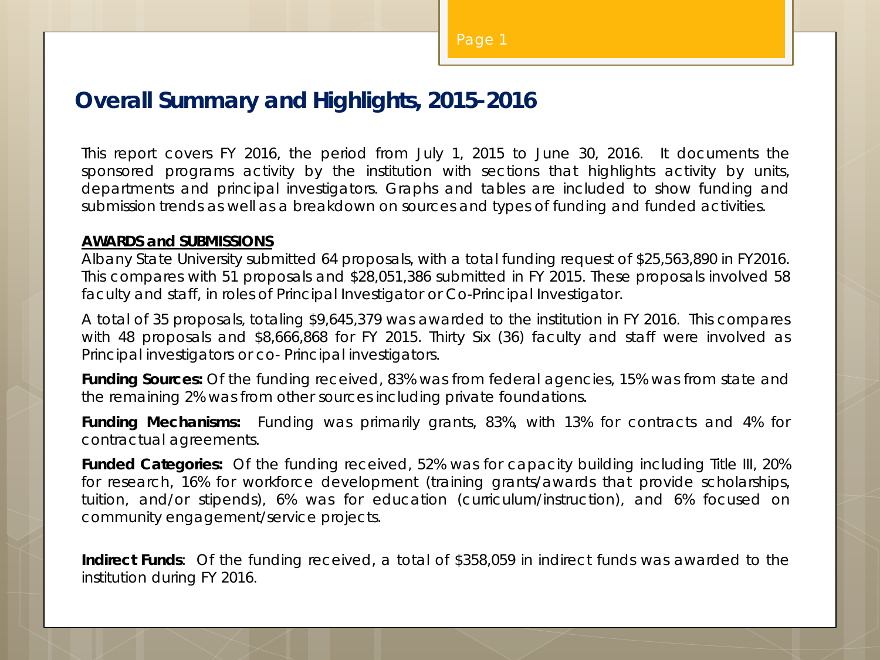## Overall Summary and Highlights, 2015-2016

This report covers FY 2016, the period from July 1, 2015 to June 30, 2016. It documents the sponsored programs activity by the institution with sections that highlights activity by units, departments and principal investigators. Graphs and tables are included to show funding and submission trends as well as a breakdown on sources and types of funding and funded activities.

**AWARDS and SUBMISSIONS**

Albany State University submitted 64 proposals, with a total funding request of $25,563,890 in FY2016. This compares with 51 proposals and $28,051,386 submitted in FY 2015. These proposals involved 58 faculty and staff, in roles of Principal Investigator or Co-Principal Investigator.

A total of 35 proposals, totaling $9,645,379 was awarded to the institution in FY 2016. This compares with 48 proposals and $8,666,868 for FY 2015. Thirty Six (36) faculty and staff were involved as Principal investigators or co- Principal investigators.

**Funding Sources:** Of the funding received, 83% was from federal agencies, 15% was from state and the remaining 2% was from other sources including private foundations.

**Funding Mechanisms:** Funding was primarily grants, 83%, with 13% for contracts and 4% for contractual agreements.

**Funded Categories:** Of the funding received, 52% was for capacity building including Title III, 20% for research, 16% for workforce development (training grants/awards that provide scholarships, tuition, and/or stipends), 6% was for education (curriculum/instruction), and 6% focused on community engagement/service projects.

**Indirect Funds**: Of the funding received, a total of $358,059 in indirect funds was awarded to the institution during FY 2016.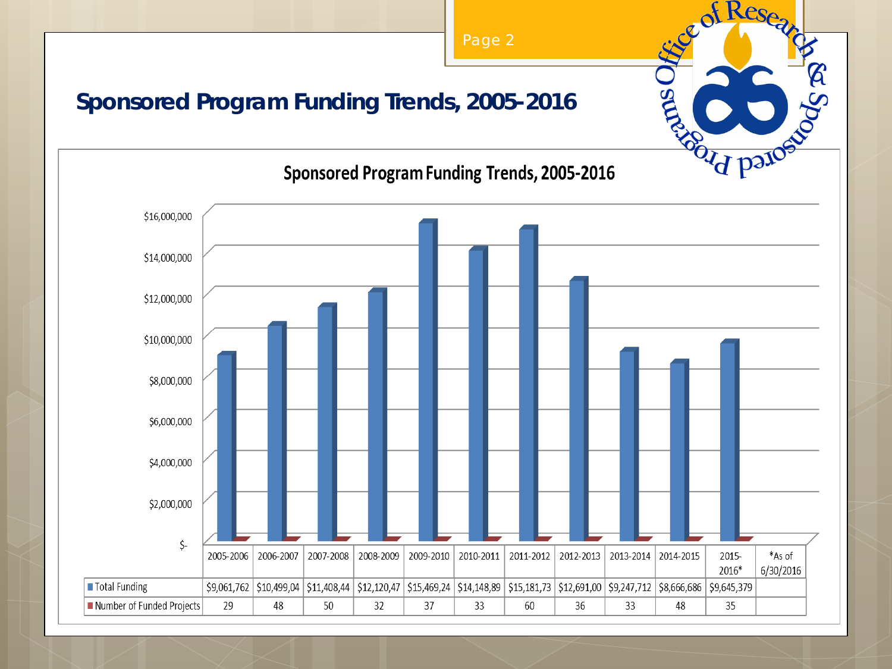## Sponsored Program Funding Trends, 2005-2016

### Sponsored Program Funding Trends, 2005-2016

| | 2005-2006 | 2006-2007 | 2007-2008 | 2008-2009 | 2009-2010 | 2010-2011 | 2011-2012 | 2012-2013 | 2013-2014 | 2014-2015 | 2015-2016* | *As of 6/30/2016 |
|---|---|---|---|---|---|---|---|---|---|---|---|---|
| Total Funding | $9,061,762 | $10,499,04 | $11,408,44 | $12,120,47 | $15,469,24 | $14,148,89 | $15,181,73 | $12,691,00 | $9,247,712 | $8,666,686 | $9,645,379 | |
| Number of Funded Projects | 29 | 48 | 50 | 32 | 37 | 33 | 60 | 36 | 33 | 48 | 35 | |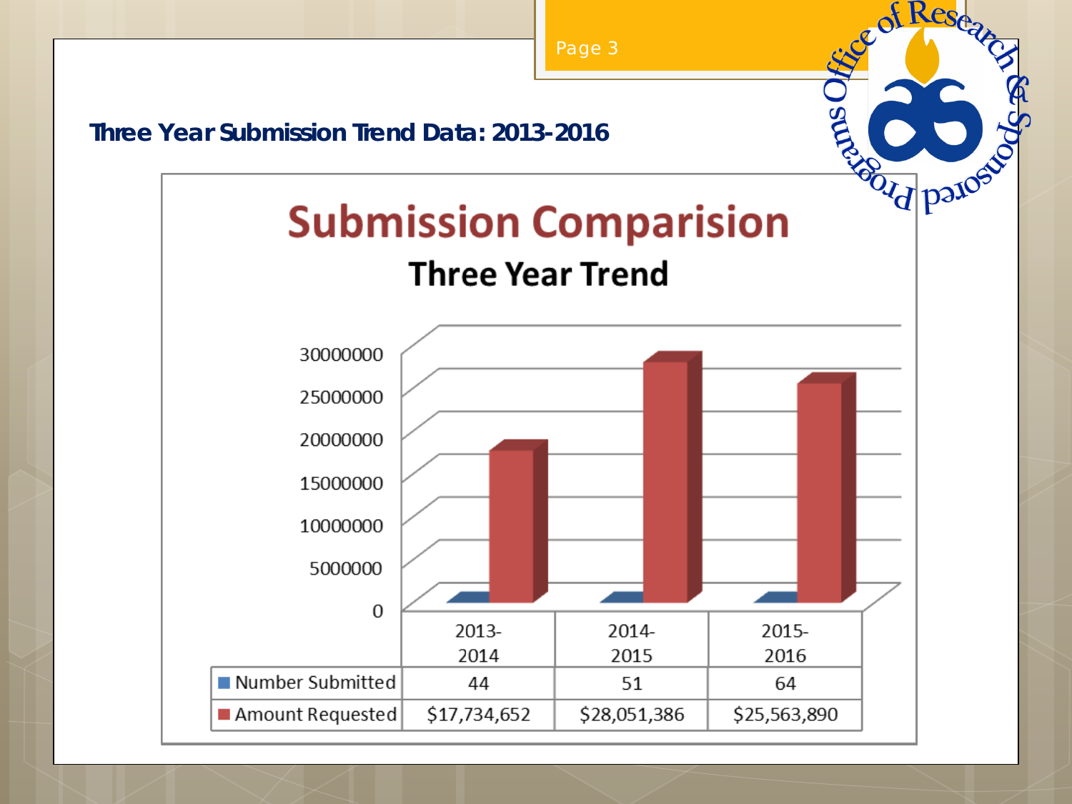## Three Year Submission Trend Data: 2013-2016

**Submission Comparision**

**Three Year Trend**

|  | 2013-2014 | 2014-2015 | 2015-2016 |
|---|---|---|---|
| Number Submitted | 44 | 51 | 64 |
| Amount Requested | $17,734,652 | $28,051,386 | $25,563,890 |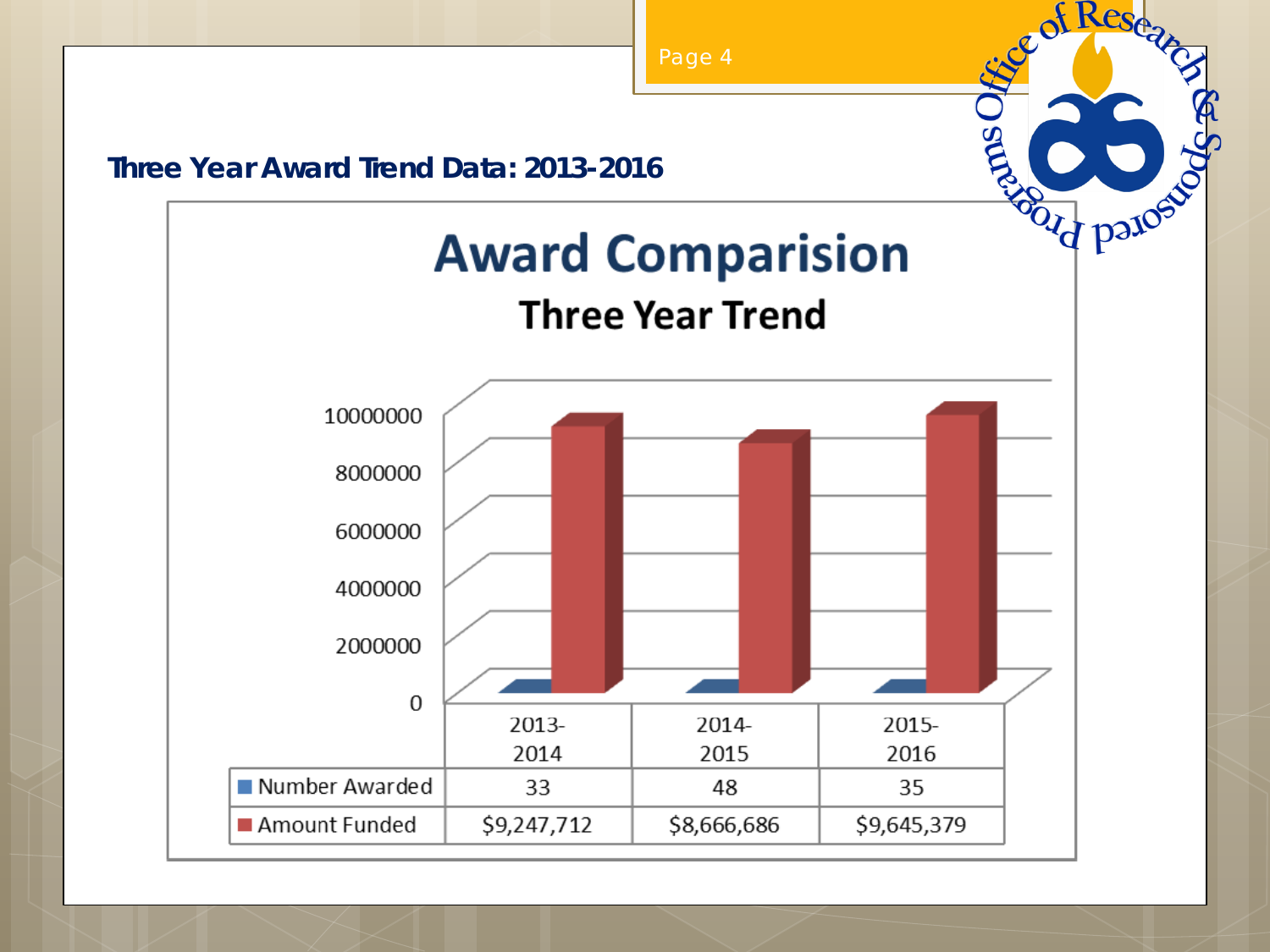## Three Year Award Trend Data: 2013-2016

**Award Comparision**

**Three Year Trend**

| | 2013-2014 | 2014-2015 | 2015-2016 |
|---|---|---|---|
| Number Awarded | 33 | 48 | 35 |
| Amount Funded | $9,247,712 | $8,666,686 | $9,645,379 |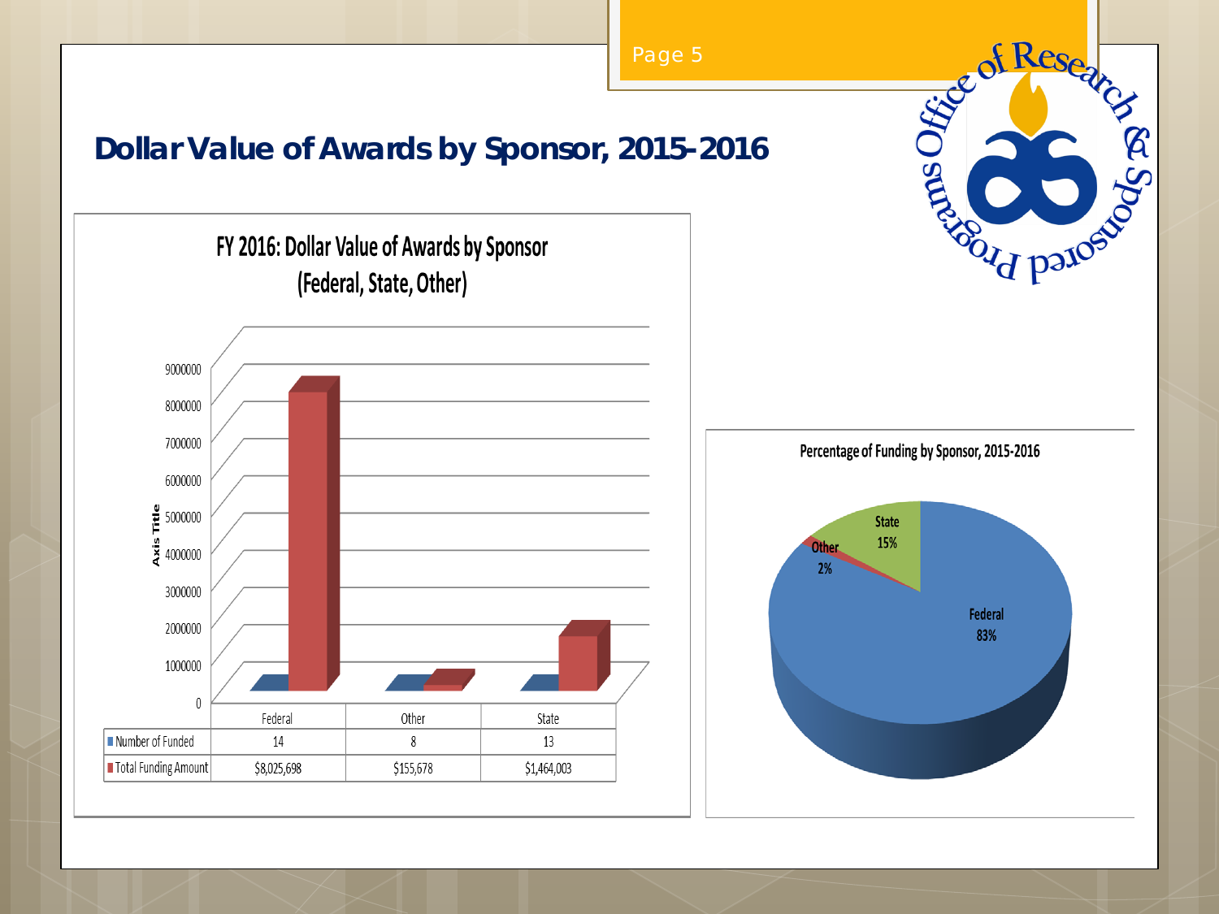## Dollar Value of Awards by Sponsor, 2015-2016

**FY 2016: Dollar Value of Awards by Sponsor (Federal, State, Other)**

| | Federal | Other | State |
|---|---|---|---|
| Number of Funded | 14 | 8 | 13 |
| Total Funding Amount | $8,025,698 | $155,678 | $1,464,003 |

**Percentage of Funding by Sponsor, 2015-2016**

- Federal 83%
- State 15%
- Other 2%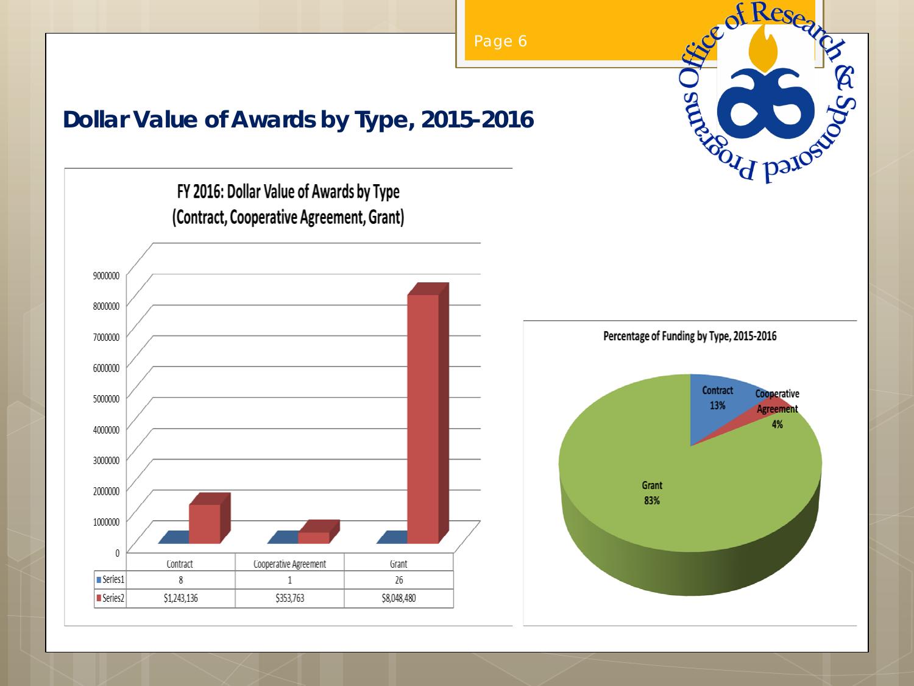## Dollar Value of Awards by Type, 2015-2016

**FY 2016: Dollar Value of Awards by Type (Contract, Cooperative Agreement, Grant)**

| | Contract | Cooperative Agreement | Grant |
|---|---|---|---|
| Series1 | 8 | 1 | 26 |
| Series2 | $1,243,136 | $353,763 | $8,048,480 |

**Percentage of Funding by Type, 2015-2016**

- Contract 13%
- Cooperative Agreement 4%
- Grant 83%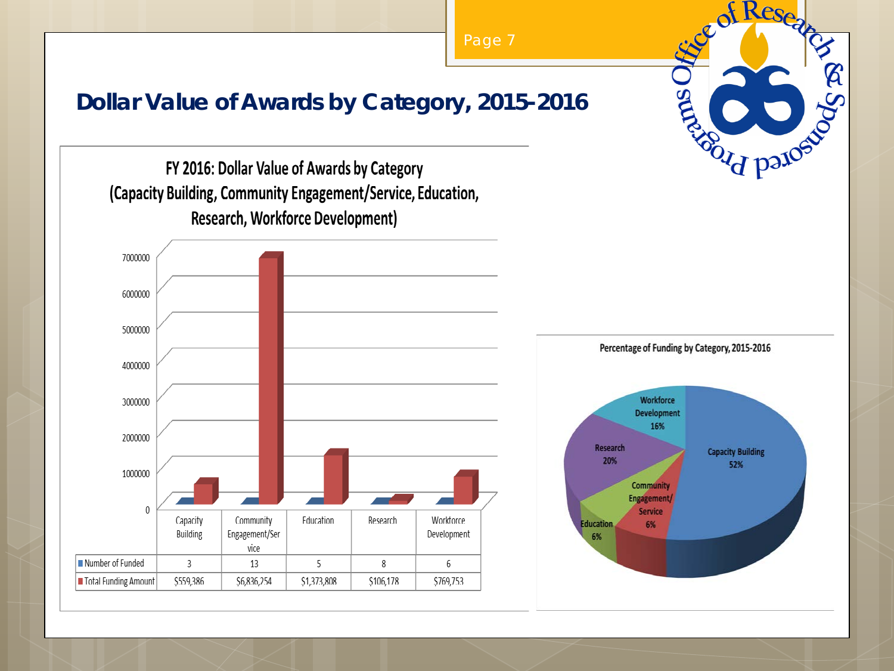# Dollar Value of Awards by Category, 2015-2016

## FY 2016: Dollar Value of Awards by Category (Capacity Building, Community Engagement/Service, Education, Research, Workforce Development)

| | Capacity Building | Community Engagement/Service | Education | Research | Workforce Development |
|---|---|---|---|---|---|
| Number of Funded | 3 | 13 | 5 | 8 | 6 |
| Total Funding Amount | $559,386 | $6,836,254 | $1,373,808 | $106,178 | $769,753 |

## Percentage of Funding by Category, 2015-2016

- Capacity Building 52%
- Research 20%
- Workforce Development 16%
- Community Engagement/Service 6%
- Education 6%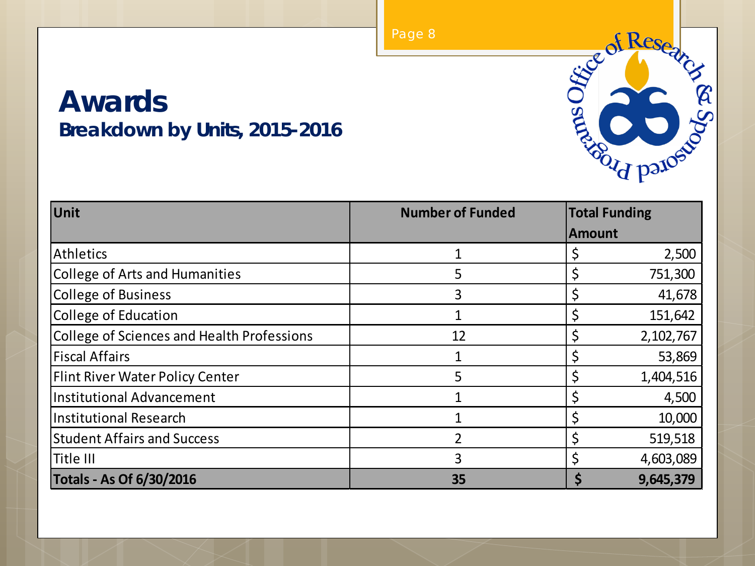# Awards

## Breakdown by Units, 2015-2016

| Unit | Number of Funded | Total Funding Amount |
|---|---|---|
| Athletics | 1 | $ 2,500 |
| College of Arts and Humanities | 5 | $ 751,300 |
| College of Business | 3 | $ 41,678 |
| College of Education | 1 | $ 151,642 |
| College of Sciences and Health Professions | 12 | $ 2,102,767 |
| Fiscal Affairs | 1 | $ 53,869 |
| Flint River Water Policy Center | 5 | $ 1,404,516 |
| Institutional Advancement | 1 | $ 4,500 |
| Institutional Research | 1 | $ 10,000 |
| Student Affairs and Success | 2 | $ 519,518 |
| Title III | 3 | $ 4,603,089 |
| **Totals - As Of 6/30/2016** | **35** | **$ 9,645,379** |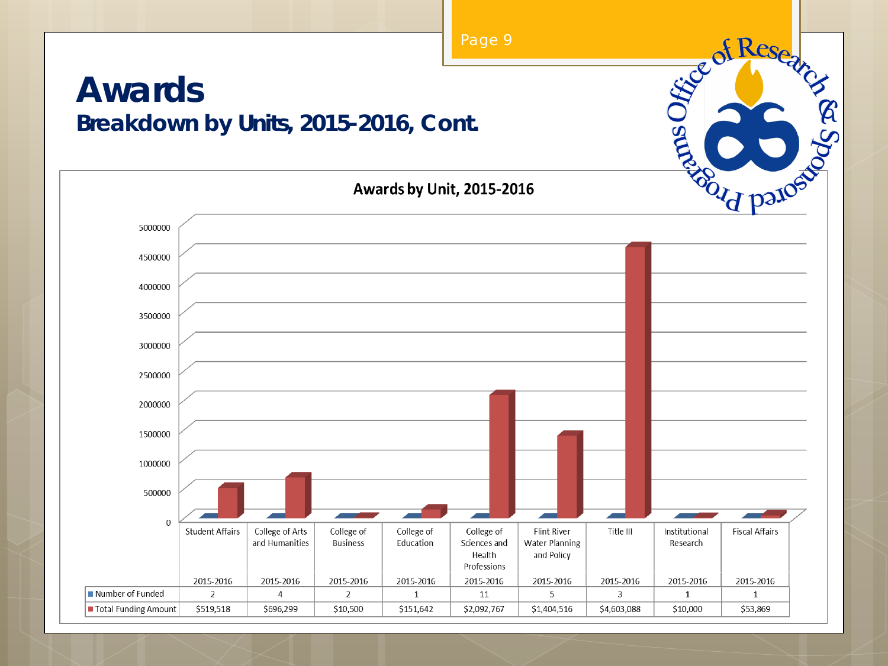# Awards

## Breakdown by Units, 2015-2016, Cont.

**Awards by Unit, 2015-2016**

| | Student Affairs | College of Arts and Humanities | College of Business | College of Education | College of Sciences and Health Professions | Flint River Water Planning and Policy | Title III | Institutional Research | Fiscal Affairs |
|---|---|---|---|---|---|---|---|---|---|
| | 2015-2016 | 2015-2016 | 2015-2016 | 2015-2016 | 2015-2016 | 2015-2016 | 2015-2016 | 2015-2016 | 2015-2016 |
| Number of Funded | 2 | 4 | 2 | 1 | 11 | 5 | 3 | 1 | 1 |
| Total Funding Amount | $519,518 | $696,299 | $10,500 | $151,642 | $2,092,767 | $1,404,516 | $4,603,088 | $10,000 | $53,869 |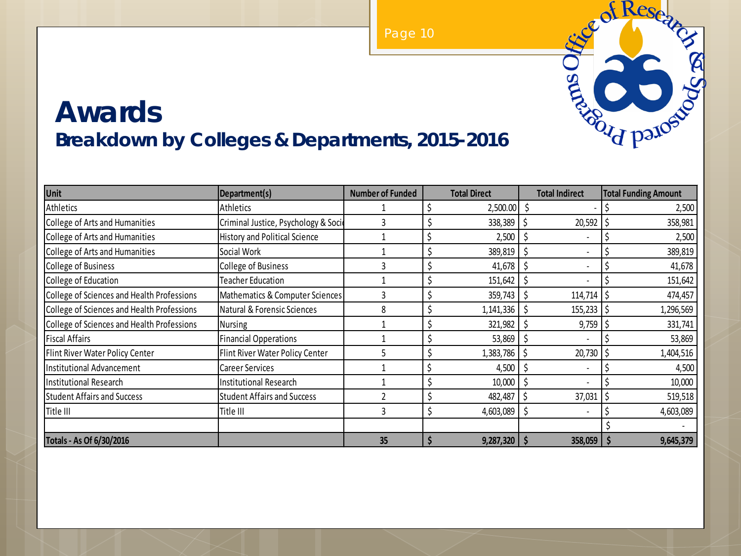# Awards

## Breakdown by Colleges & Departments, 2015-2016

| Unit | Department(s) | Number of Funded | Total Direct | Total Indirect | Total Funding Amount |
|---|---|---|---|---|---|
| Athletics | Athletics | 1 | $ 2,500.00 | $ - | $ 2,500 |
| College of Arts and Humanities | Criminal Justice, Psychology & Soci | 3 | $ 338,389 | $ 20,592 | $ 358,981 |
| College of Arts and Humanities | History and Political Science | 1 | $ 2,500 | $ - | $ 2,500 |
| College of Arts and Humanities | Social Work | 1 | $ 389,819 | $ - | $ 389,819 |
| College of Business | College of Business | 3 | $ 41,678 | $ - | $ 41,678 |
| College of Education | Teacher Education | 1 | $ 151,642 | $ - | $ 151,642 |
| College of Sciences and Health Professions | Mathematics & Computer Sciences | 3 | $ 359,743 | $ 114,714 | $ 474,457 |
| College of Sciences and Health Professions | Natural & Forensic Sciences | 8 | $ 1,141,336 | $ 155,233 | $ 1,296,569 |
| College of Sciences and Health Professions | Nursing | 1 | $ 321,982 | $ 9,759 | $ 331,741 |
| Fiscal Affairs | Financial Opperations | 1 | $ 53,869 | $ - | $ 53,869 |
| Flint River Water Policy Center | Flint River Water Policy Center | 5 | $ 1,383,786 | $ 20,730 | $ 1,404,516 |
| Institutional Advancement | Career Services | 1 | $ 4,500 | $ - | $ 4,500 |
| Institutional Research | Institutional Research | 1 | $ 10,000 | $ - | $ 10,000 |
| Student Affairs and Success | Student Affairs and Success | 2 | $ 482,487 | $ 37,031 | $ 519,518 |
| Title III | Title III | 3 | $ 4,603,089 | $ - | $ 4,603,089 |
| | | | | | $ - |
| **Totals - As Of 6/30/2016** | | **35** | **$ 9,287,320** | **$ 358,059** | **$ 9,645,379** |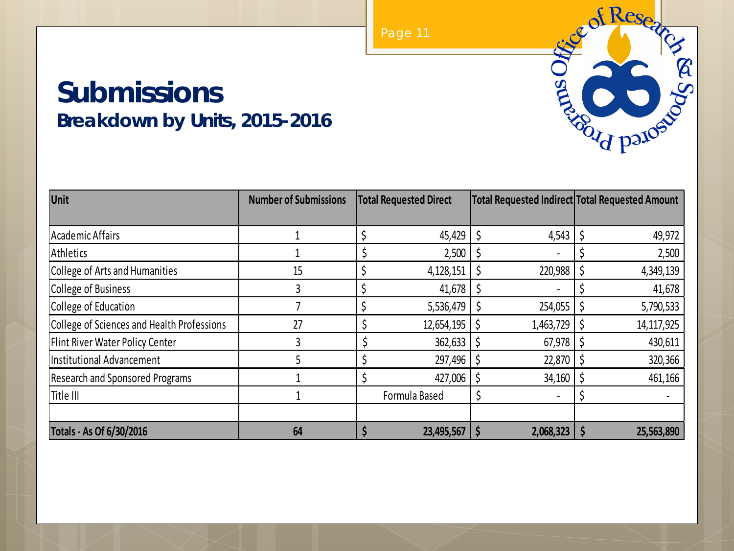# Submissions

## *Breakdown by Units, 2015-2016*

| Unit | Number of Submissions | Total Requested Direct | Total Requested Indirect | Total Requested Amount |
|---|---|---|---|---|
| Academic Affairs | 1 | $ 45,429 | $ 4,543 | $ 49,972 |
| Athletics | 1 | $ 2,500 | $ - | $ 2,500 |
| College of Arts and Humanities | 15 | $ 4,128,151 | $ 220,988 | $ 4,349,139 |
| College of Business | 3 | $ 41,678 | $ - | $ 41,678 |
| College of Education | 7 | $ 5,536,479 | $ 254,055 | $ 5,790,533 |
| College of Sciences and Health Professions | 27 | $ 12,654,195 | $ 1,463,729 | $ 14,117,925 |
| Flint River Water Policy Center | 3 | $ 362,633 | $ 67,978 | $ 430,611 |
| Institutional Advancement | 5 | $ 297,496 | $ 22,870 | $ 320,366 |
| Research and Sponsored Programs | 1 | $ 427,006 | $ 34,160 | $ 461,166 |
| Title III | 1 | Formula Based | $ - | $ - |
| | | | | |
| **Totals - As Of 6/30/2016** | **64** | **$ 23,495,567** | **$ 2,068,323** | **$ 25,563,890** |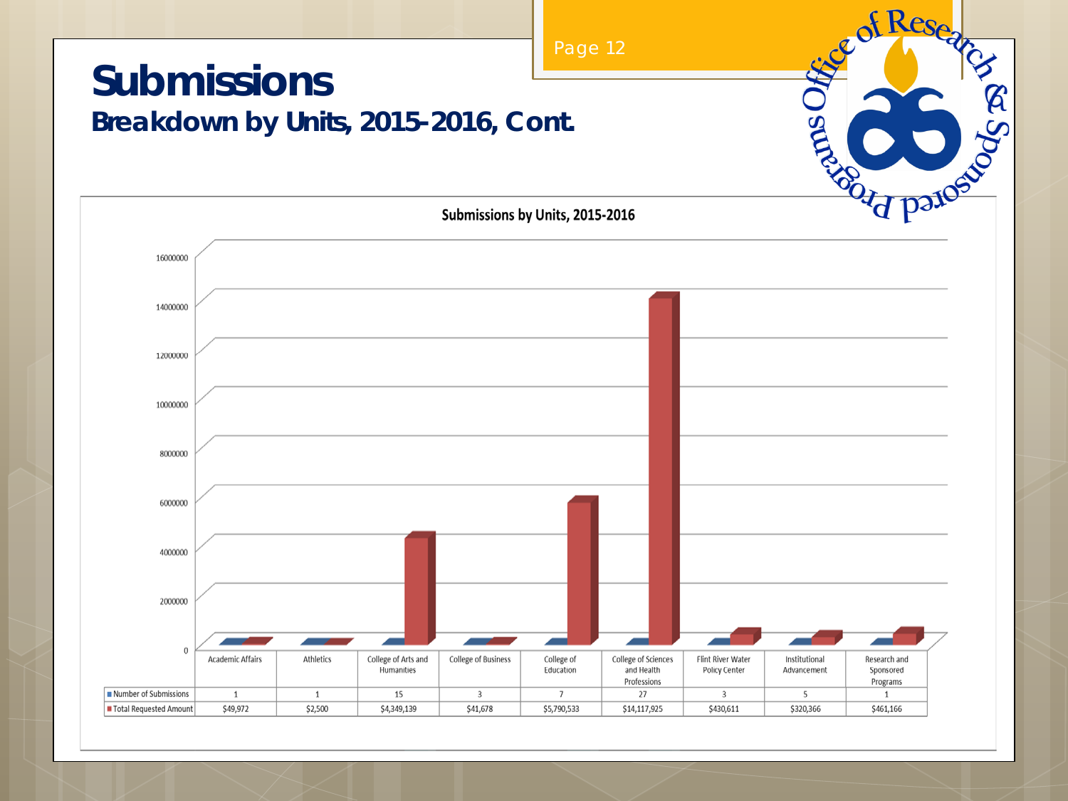# Submissions

## Breakdown by Units, 2015-2016, Cont.

**Submissions by Units, 2015-2016**

| | Academic Affairs | Athletics | College of Arts and Humanities | College of Business | College of Education | College of Sciences and Health Professions | Flint River Water Policy Center | Institutional Advancement | Research and Sponsored Programs |
|---|---|---|---|---|---|---|---|---|---|
| Number of Submissions | 1 | 1 | 15 | 3 | 7 | 27 | 3 | 5 | 1 |
| Total Requested Amount | $49,972 | $2,500 | $4,349,139 | $41,678 | $5,790,533 | $14,117,925 | $430,611 | $320,366 | $461,166 |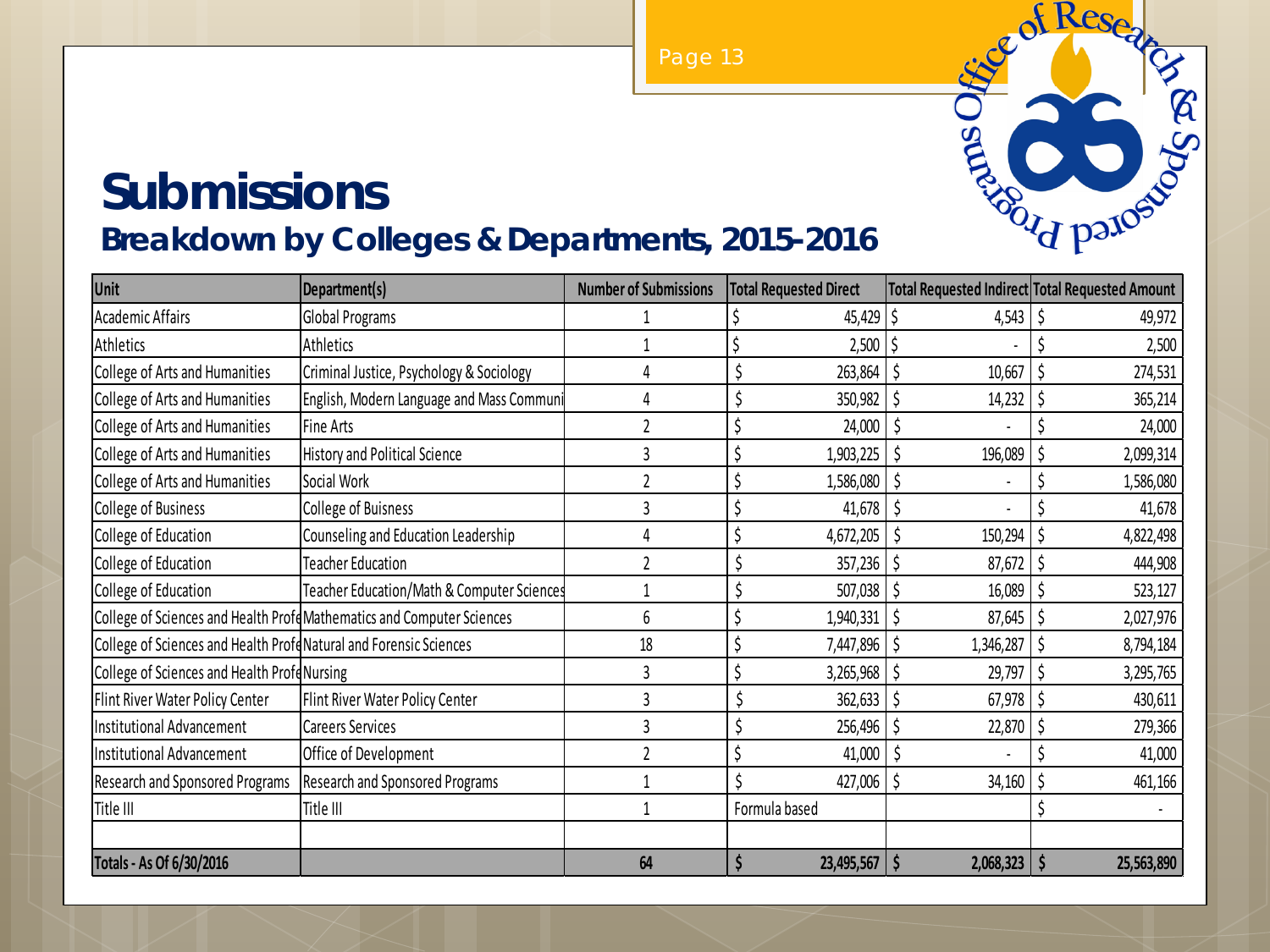# Submissions

## Breakdown by Colleges & Departments, 2015-2016

| Unit | Department(s) | Number of Submissions | Total Requested Direct | Total Requested Indirect | Total Requested Amount |
|---|---|---|---|---|---|
| Academic Affairs | Global Programs | 1 | $ 45,429 | $ 4,543 | $ 49,972 |
| Athletics | Athletics | 1 | $ 2,500 | $ - | $ 2,500 |
| College of Arts and Humanities | Criminal Justice, Psychology & Sociology | 4 | $ 263,864 | $ 10,667 | $ 274,531 |
| College of Arts and Humanities | English, Modern Language and Mass Communi | 4 | $ 350,982 | $ 14,232 | $ 365,214 |
| College of Arts and Humanities | Fine Arts | 2 | $ 24,000 | $ - | $ 24,000 |
| College of Arts and Humanities | History and Political Science | 3 | $ 1,903,225 | $ 196,089 | $ 2,099,314 |
| College of Arts and Humanities | Social Work | 2 | $ 1,586,080 | $ - | $ 1,586,080 |
| College of Business | College of Buisness | 3 | $ 41,678 | $ - | $ 41,678 |
| College of Education | Counseling and Education Leadership | 4 | $ 4,672,205 | $ 150,294 | $ 4,822,498 |
| College of Education | Teacher Education | 2 | $ 357,236 | $ 87,672 | $ 444,908 |
| College of Education | Teacher Education/Math & Computer Sciences | 1 | $ 507,038 | $ 16,089 | $ 523,127 |
| College of Sciences and Health Profe | Mathematics and Computer Sciences | 6 | $ 1,940,331 | $ 87,645 | $ 2,027,976 |
| College of Sciences and Health Profe | Natural and Forensic Sciences | 18 | $ 7,447,896 | $ 1,346,287 | $ 8,794,184 |
| College of Sciences and Health Profe | Nursing | 3 | $ 3,265,968 | $ 29,797 | $ 3,295,765 |
| Flint River Water Policy Center | Flint River Water Policy Center | 3 | $ 362,633 | $ 67,978 | $ 430,611 |
| Institutional Advancement | Careers Services | 3 | $ 256,496 | $ 22,870 | $ 279,366 |
| Institutional Advancement | Office of Development | 2 | $ 41,000 | $ - | $ 41,000 |
| Research and Sponsored Programs | Research and Sponsored Programs | 1 | $ 427,006 | $ 34,160 | $ 461,166 |
| Title III | Title III | 1 | Formula based | | $ - |
| | | | | | |
| **Totals - As Of 6/30/2016** | | **64** | **$ 23,495,567** | **$ 2,068,323** | **$ 25,563,890** |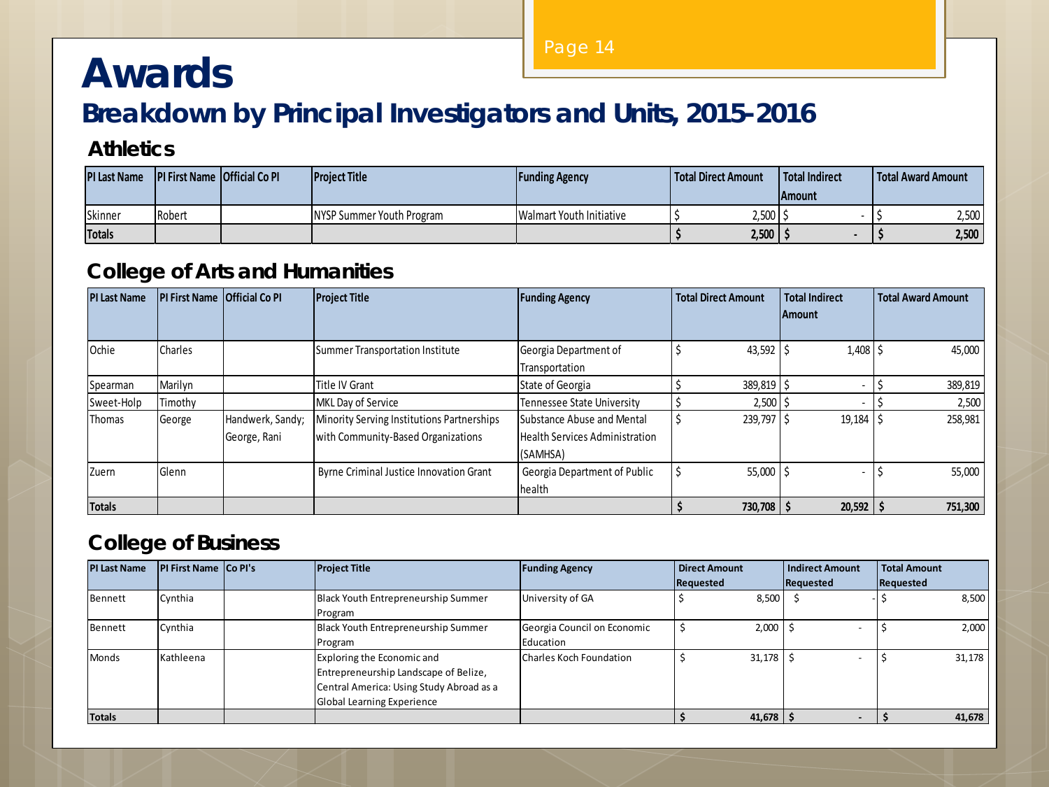# Awards

## Breakdown by Principal Investigators and Units, 2015-2016

### Athletics

| PI Last Name | PI First Name | Official Co PI | Project Title | Funding Agency | Total Direct Amount | Total Indirect Amount | Total Award Amount |
|---|---|---|---|---|---|---|---|
| Skinner | Robert | | NYSP Summer Youth Program | Walmart Youth Initiative | $ 2,500 | $ - | $ 2,500 |
| **Totals** | | | | | **$ 2,500** | **$ -** | **$ 2,500** |

### College of Arts and Humanities

| PI Last Name | PI First Name | Official Co PI | Project Title | Funding Agency | Total Direct Amount | Total Indirect Amount | Total Award Amount |
|---|---|---|---|---|---|---|---|
| Ochie | Charles | | Summer Transportation Institute | Georgia Department of Transportation | $ 43,592 | $ 1,408 | $ 45,000 |
| Spearman | Marilyn | | Title IV Grant | State of Georgia | $ 389,819 | $ - | $ 389,819 |
| Sweet-Holp | Timothy | | MKL Day of Service | Tennessee State University | $ 2,500 | $ - | $ 2,500 |
| Thomas | George | Handwerk, Sandy; George, Rani | Minority Serving Institutions Partnerships with Community-Based Organizations | Substance Abuse and Mental Health Services Administration (SAMHSA) | $ 239,797 | $ 19,184 | $ 258,981 |
| Zuern | Glenn | | Byrne Criminal Justice Innovation Grant | Georgia Department of Public health | $ 55,000 | $ - | $ 55,000 |
| **Totals** | | | | | **$ 730,708** | **$ 20,592** | **$ 751,300** |

### College of Business

| PI Last Name | PI First Name | Co PI's | Project Title | Funding Agency | Direct Amount Requested | Indirect Amount Requested | Total Amount Requested |
|---|---|---|---|---|---|---|---|
| Bennett | Cynthia | | Black Youth Entrepreneurship Summer Program | University of GA | $ 8,500 | $ - | $ 8,500 |
| Bennett | Cynthia | | Black Youth Entrepreneurship Summer Program | Georgia Council on Economic Education | $ 2,000 | $ - | $ 2,000 |
| Monds | Kathleena | | Exploring the Economic and Entrepreneurship Landscape of Belize, Central America: Using Study Abroad as a Global Learning Experience | Charles Koch Foundation | $ 31,178 | $ - | $ 31,178 |
| **Totals** | | | | | **$ 41,678** | **$ -** | **$ 41,678** |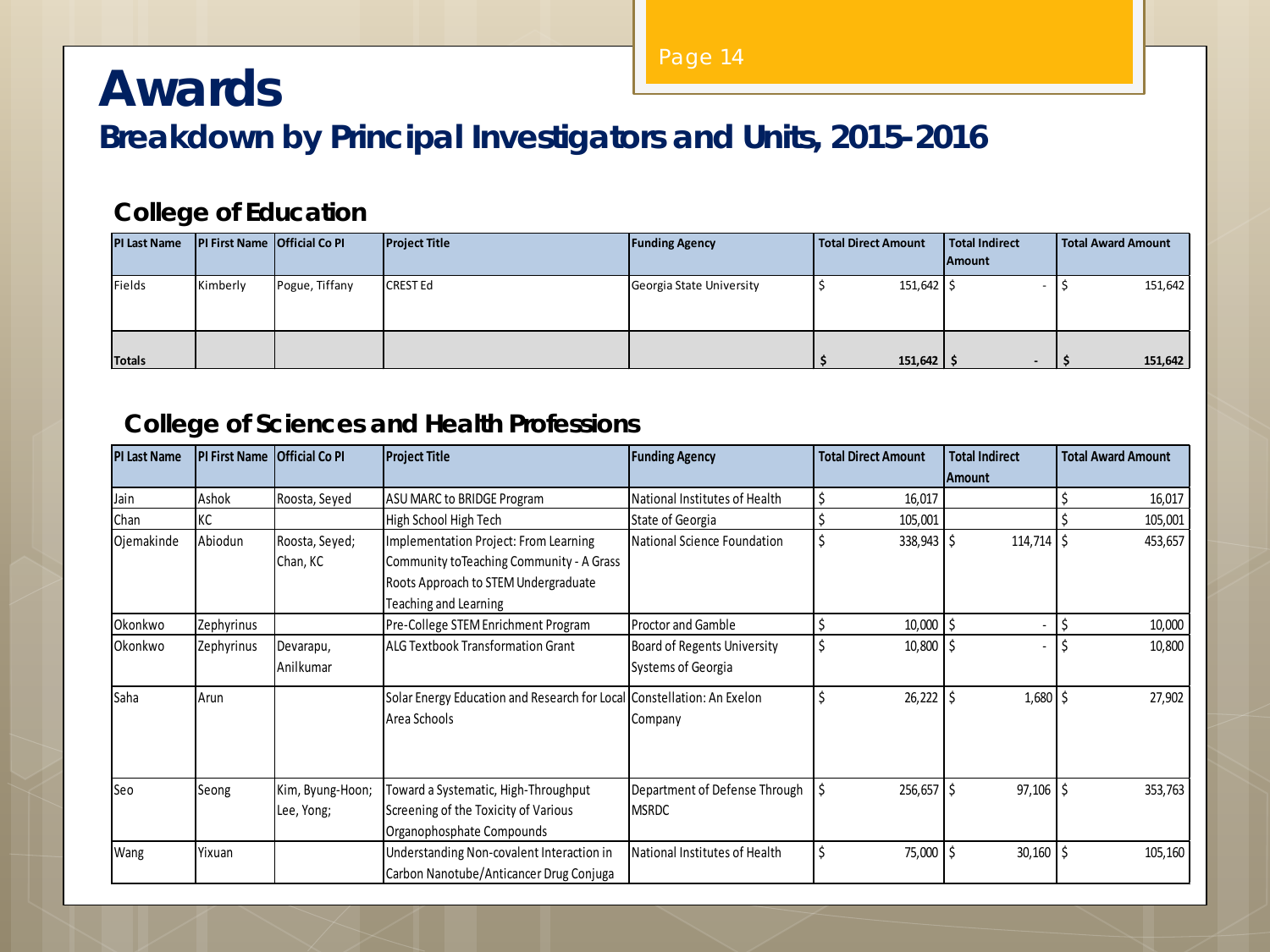# Awards

## Breakdown by Principal Investigators and Units, 2015-2016

### College of Education

| PI Last Name | PI First Name | Official Co PI | Project Title | Funding Agency | Total Direct Amount | Total Indirect Amount | Total Award Amount |
|---|---|---|---|---|---|---|---|
| Fields | Kimberly | Pogue, Tiffany | CREST Ed | Georgia State University | $ 151,642 | $ - | $ 151,642 |
| **Totals** | | | | | **$ 151,642** | **$ -** | **$ 151,642** |

### College of Sciences and Health Professions

| PI Last Name | PI First Name | Official Co PI | Project Title | Funding Agency | Total Direct Amount | Total Indirect Amount | Total Award Amount |
|---|---|---|---|---|---|---|---|
| Jain | Ashok | Roosta, Seyed | ASU MARC to BRIDGE Program | National Institutes of Health | $ 16,017 | | $ 16,017 |
| Chan | KC | | High School High Tech | State of Georgia | $ 105,001 | | $ 105,001 |
| Ojemakinde | Abiodun | Roosta, Seyed; Chan, KC | Implementation Project: From Learning Community toTeaching Community - A Grass Roots Approach to STEM Undergraduate Teaching and Learning | National Science Foundation | $ 338,943 | $ 114,714 | $ 453,657 |
| Okonkwo | Zephyrinus | | Pre-College STEM Enrichment Program | Proctor and Gamble | $ 10,000 | $ - | $ 10,000 |
| Okonkwo | Zephyrinus | Devarapu, Anilkumar | ALG Textbook Transformation Grant | Board of Regents University Systems of Georgia | $ 10,800 | $ - | $ 10,800 |
| Saha | Arun | | Solar Energy Education and Research for Local Area Schools | Constellation: An Exelon Company | $ 26,222 | $ 1,680 | $ 27,902 |
| Seo | Seong | Kim, Byung-Hoon; Lee, Yong; | Toward a Systematic, High-Throughput Screening of the Toxicity of Various Organophosphate Compounds | Department of Defense Through MSRDC | $ 256,657 | $ 97,106 | $ 353,763 |
| Wang | Yixuan | | Understanding Non-covalent Interaction in Carbon Nanotube/Anticancer Drug Conjuga | National Institutes of Health | $ 75,000 | $ 30,160 | $ 105,160 |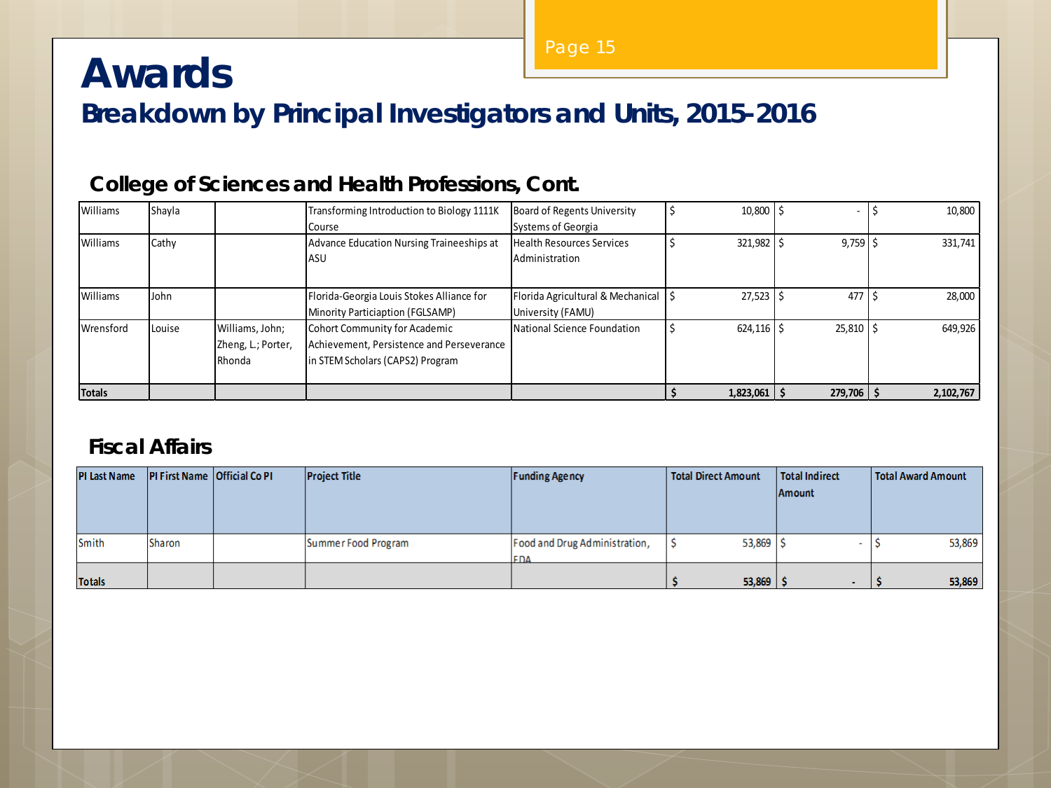# Awards

## Breakdown by Principal Investigators and Units, 2015-2016

### College of Sciences and Health Professions, Cont.

| PI Last Name | PI First Name | Official Co PI | Project Title | Funding Agency | Total Direct Amount | Total Indirect Amount | Total Award Amount |
|---|---|---|---|---|---|---|---|
| Williams | Shayla | | Transforming Introduction to Biology 1111K Course | Board of Regents University Systems of Georgia | $ 10,800 | $ - | $ 10,800 |
| Williams | Cathy | | Advance Education Nursing Traineeships at ASU | Health Resources Services Administration | $ 321,982 | $ 9,759 | $ 331,741 |
| Williams | John | | Florida-Georgia Louis Stokes Alliance for Minority Particiaption (FGLSAMP) | Florida Agricultural & Mechanical University (FAMU) | $ 27,523 | $ 477 | $ 28,000 |
| Wrensford | Louise | Williams, John; Zheng, L.; Porter, Rhonda | Cohort Community for Academic Achievement, Persistence and Perseverance in STEM Scholars (CAPS2) Program | National Science Foundation | $ 624,116 | $ 25,810 | $ 649,926 |
| **Totals** | | | | | **$ 1,823,061** | **$ 279,706** | **$ 2,102,767** |

### Fiscal Affairs

| PI Last Name | PI First Name | Official Co PI | Project Title | Funding Agency | Total Direct Amount | Total Indirect Amount | Total Award Amount |
|---|---|---|---|---|---|---|---|
| Smith | Sharon | | Summer Food Program | Food and Drug Administration, FDA | $ 53,869 | $ - | $ 53,869 |
| **Totals** | | | | | **$ 53,869** | **$ -** | **$ 53,869** |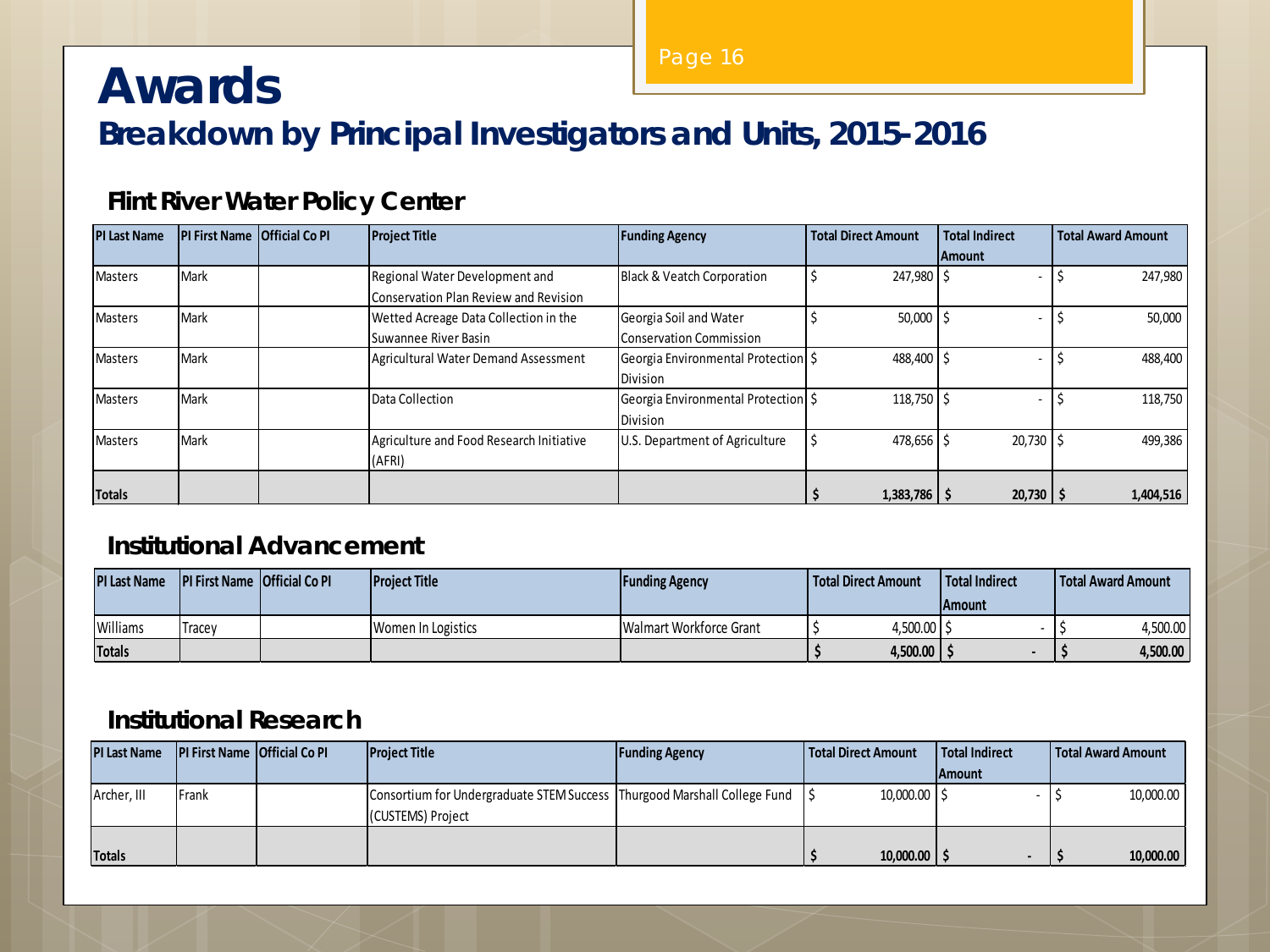# Awards

## Breakdown by Principal Investigators and Units, 2015-2016

### Flint River Water Policy Center

| PI Last Name | PI First Name | Official Co PI | Project Title | Funding Agency | Total Direct Amount | Total Indirect Amount | Total Award Amount |
|---|---|---|---|---|---|---|---|
| Masters | Mark | | Regional Water Development and Conservation Plan Review and Revision | Black & Veatch Corporation | $ 247,980 | $ - | $ 247,980 |
| Masters | Mark | | Wetted Acreage Data Collection in the Suwannee River Basin | Georgia Soil and Water Conservation Commission | $ 50,000 | $ - | $ 50,000 |
| Masters | Mark | | Agricultural Water Demand Assessment | Georgia Environmental Protection Division | $ 488,400 | $ - | $ 488,400 |
| Masters | Mark | | Data Collection | Georgia Environmental Protection Division | $ 118,750 | $ - | $ 118,750 |
| Masters | Mark | | Agriculture and Food Research Initiative (AFRI) | U.S. Department of Agriculture | $ 478,656 | $ 20,730 | $ 499,386 |
| **Totals** | | | | | **$ 1,383,786** | **$ 20,730** | **$ 1,404,516** |

### Institutional Advancement

| PI Last Name | PI First Name | Official Co PI | Project Title | Funding Agency | Total Direct Amount | Total Indirect Amount | Total Award Amount |
|---|---|---|---|---|---|---|---|
| Williams | Tracey | | Women In Logistics | Walmart Workforce Grant | $ 4,500.00 | $ - | $ 4,500.00 |
| **Totals** | | | | | **$ 4,500.00** | **$ -** | **$ 4,500.00** |

### Institutional Research

| PI Last Name | PI First Name | Official Co PI | Project Title | Funding Agency | Total Direct Amount | Total Indirect Amount | Total Award Amount |
|---|---|---|---|---|---|---|---|
| Archer, III | Frank | | Consortium for Undergraduate STEM Success (CUSTEMS) Project | Thurgood Marshall College Fund | $ 10,000.00 | $ - | $ 10,000.00 |
| **Totals** | | | | | **$ 10,000.00** | **$ -** | **$ 10,000.00** |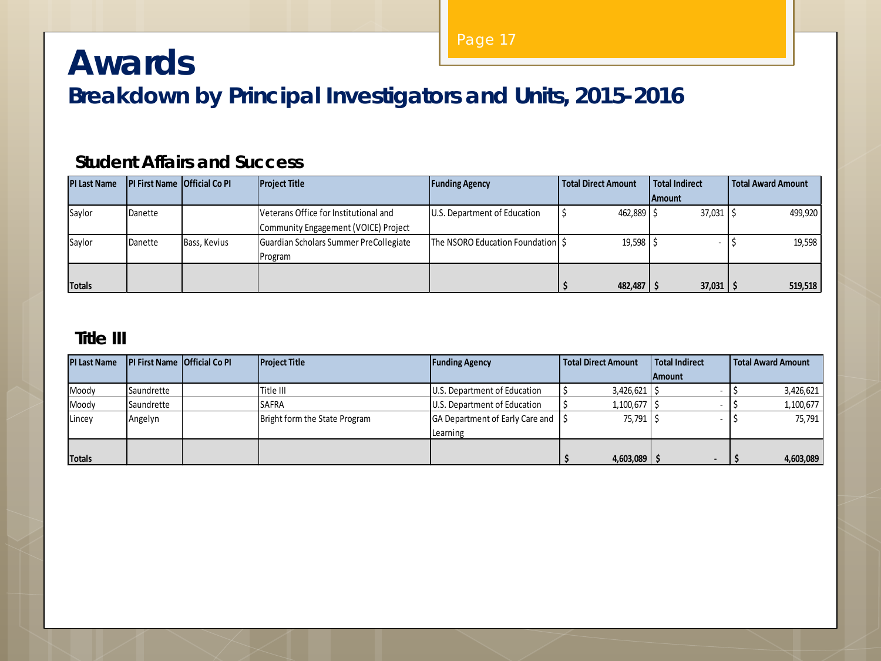# Awards

## Breakdown by Principal Investigators and Units, 2015-2016

### Student Affairs and Success

| PI Last Name | PI First Name | Official Co PI | Project Title | Funding Agency | Total Direct Amount | Total Indirect Amount | Total Award Amount |
|---|---|---|---|---|---|---|---|
| Saylor | Danette | | Veterans Office for Institutional and Community Engagement (VOICE) Project | U.S. Department of Education | $ 462,889 | $ 37,031 | $ 499,920 |
| Saylor | Danette | Bass, Kevius | Guardian Scholars Summer PreCollegiate Program | The NSORO Education Foundation | $ 19,598 | $ - | $ 19,598 |
| **Totals** | | | | | **$ 482,487** | **$ 37,031** | **$ 519,518** |

### Title III

| PI Last Name | PI First Name | Official Co PI | Project Title | Funding Agency | Total Direct Amount | Total Indirect Amount | Total Award Amount |
|---|---|---|---|---|---|---|---|
| Moody | Saundrette | | Title III | U.S. Department of Education | $ 3,426,621 | $ - | $ 3,426,621 |
| Moody | Saundrette | | SAFRA | U.S. Department of Education | $ 1,100,677 | $ - | $ 1,100,677 |
| Lincey | Angelyn | | Bright form the State Program | GA Department of Early Care and Learning | $ 75,791 | $ - | $ 75,791 |
| **Totals** | | | | | **$ 4,603,089** | **$ -** | **$ 4,603,089** |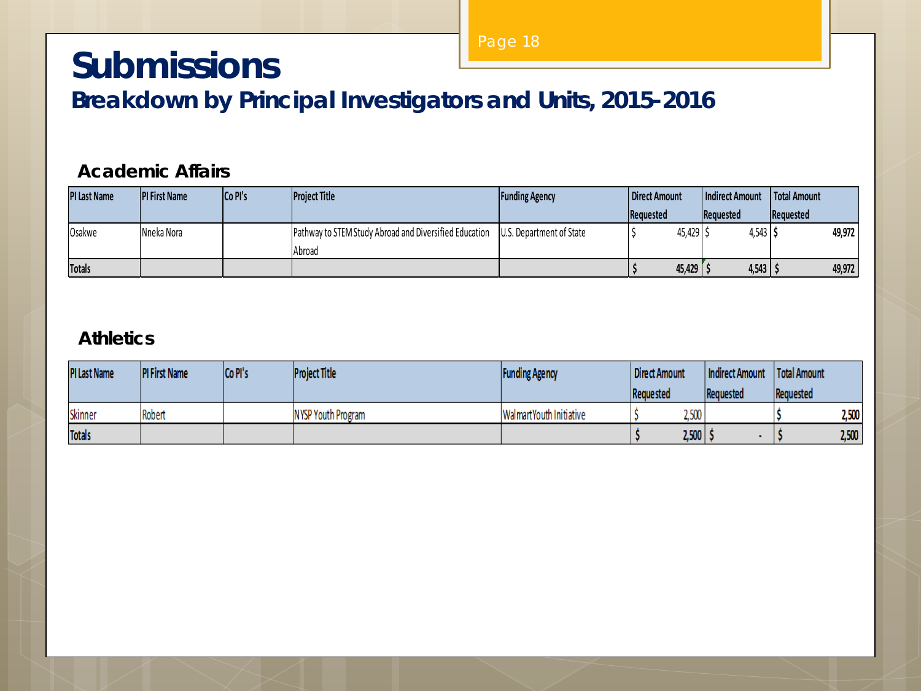# Submissions

## Breakdown by Principal Investigators and Units, 2015-2016

### Academic Affairs

| PI Last Name | PI First Name | Co PI's | Project Title | Funding Agency | Direct Amount Requested | Indirect Amount Requested | Total Amount Requested |
|---|---|---|---|---|---|---|---|
| Osakwe | Nneka Nora | | Pathway to STEM Study Abroad and Diversified Education Abroad | U.S. Department of State | $ 45,429 | $ 4,543 | $ 49,972 |
| **Totals** | | | | | **$ 45,429** | **$ 4,543** | **$ 49,972** |

### Athletics

| PI Last Name | PI First Name | Co PI's | Project Title | Funding Agency | Direct Amount Requested | Indirect Amount Requested | Total Amount Requested |
|---|---|---|---|---|---|---|---|
| Skinner | Robert | | NYSP Youth Program | Walmart Youth Initiative | $ 2,500 | | $ 2,500 |
| **Totals** | | | | | **$ 2,500** | **$ -** | **$ 2,500** |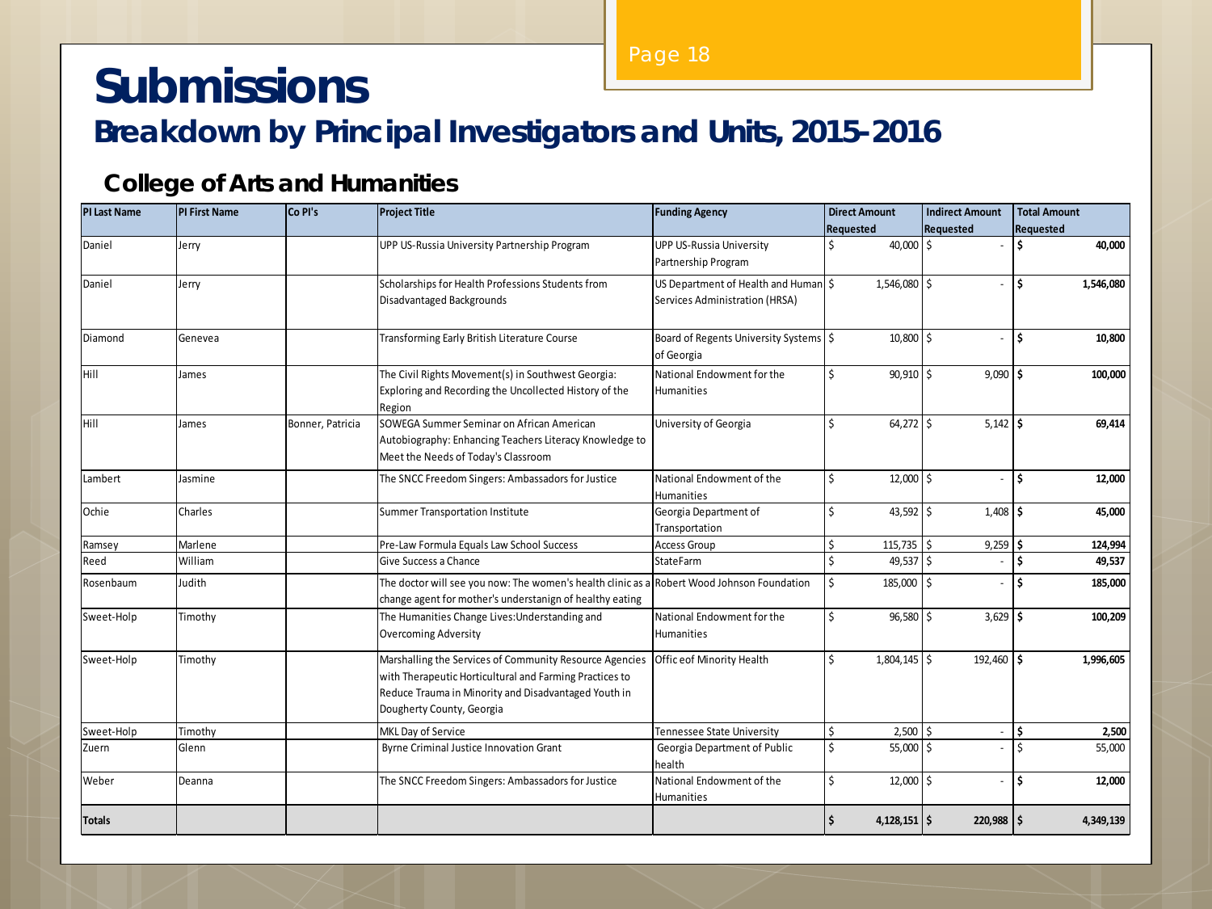# Submissions

## Breakdown by Principal Investigators and Units, 2015-2016

### College of Arts and Humanities

| PI Last Name | PI First Name | Co PI's | Project Title | Funding Agency | Direct Amount Requested | Indirect Amount Requested | Total Amount Requested |
|---|---|---|---|---|---|---|---|
| Daniel | Jerry | | UPP US-Russia University Partnership Program | UPP US-Russia University Partnership Program | $ 40,000 | $ - | **$ 40,000** |
| Daniel | Jerry | | Scholarships for Health Professions Students from Disadvantaged Backgrounds | US Department of Health and Human Services Administration (HRSA) | $ 1,546,080 | $ - | **$ 1,546,080** |
| Diamond | Genevea | | Transforming Early British Literature Course | Board of Regents University Systems of Georgia | $ 10,800 | $ - | **$ 10,800** |
| Hill | James | | The Civil Rights Movement(s) in Southwest Georgia: Exploring and Recording the Uncollected History of the Region | National Endowment for the Humanities | $ 90,910 | $ 9,090 | **$ 100,000** |
| Hill | James | Bonner, Patricia | SOWEGA Summer Seminar on African American Autobiography: Enhancing Teachers Literacy Knowledge to Meet the Needs of Today's Classroom | University of Georgia | $ 64,272 | $ 5,142 | **$ 69,414** |
| Lambert | Jasmine | | The SNCC Freedom Singers: Ambassadors for Justice | National Endowment of the Humanities | $ 12,000 | $ - | **$ 12,000** |
| Ochie | Charles | | Summer Transportation Institute | Georgia Department of Transportation | $ 43,592 | $ 1,408 | **$ 45,000** |
| Ramsey | Marlene | | Pre-Law Formula Equals Law School Success | Access Group | $ 115,735 | $ 9,259 | **$ 124,994** |
| Reed | William | | Give Success a Chance | StateFarm | $ 49,537 | $ - | **$ 49,537** |
| Rosenbaum | Judith | | The doctor will see you now: The women's health clinic as a change agent for mother's understanign of healthy eating | Robert Wood Johnson Foundation | $ 185,000 | $ - | **$ 185,000** |
| Sweet-Holp | Timothy | | The Humanities Change Lives:Understanding and Overcoming Adversity | National Endowment for the Humanities | $ 96,580 | $ 3,629 | **$ 100,209** |
| Sweet-Holp | Timothy | | Marshalling the Services of Community Resource Agencies with Therapeutic Horticultural and Farming Practices to Reduce Trauma in Minority and Disadvantaged Youth in Dougherty County, Georgia | Offic eof Minority Health | $ 1,804,145 | $ 192,460 | **$ 1,996,605** |
| Sweet-Holp | Timothy | | MKL Day of Service | Tennessee State University | $ 2,500 | $ - | **$ 2,500** |
| Zuern | Glenn | | Byrne Criminal Justice Innovation Grant | Georgia Department of Public health | $ 55,000 | $ - | $ 55,000 |
| Weber | Deanna | | The SNCC Freedom Singers: Ambassadors for Justice | National Endowment of the Humanities | $ 12,000 | $ - | **$ 12,000** |
| **Totals** | | | | | **$ 4,128,151** | **$ 220,988** | **$ 4,349,139** |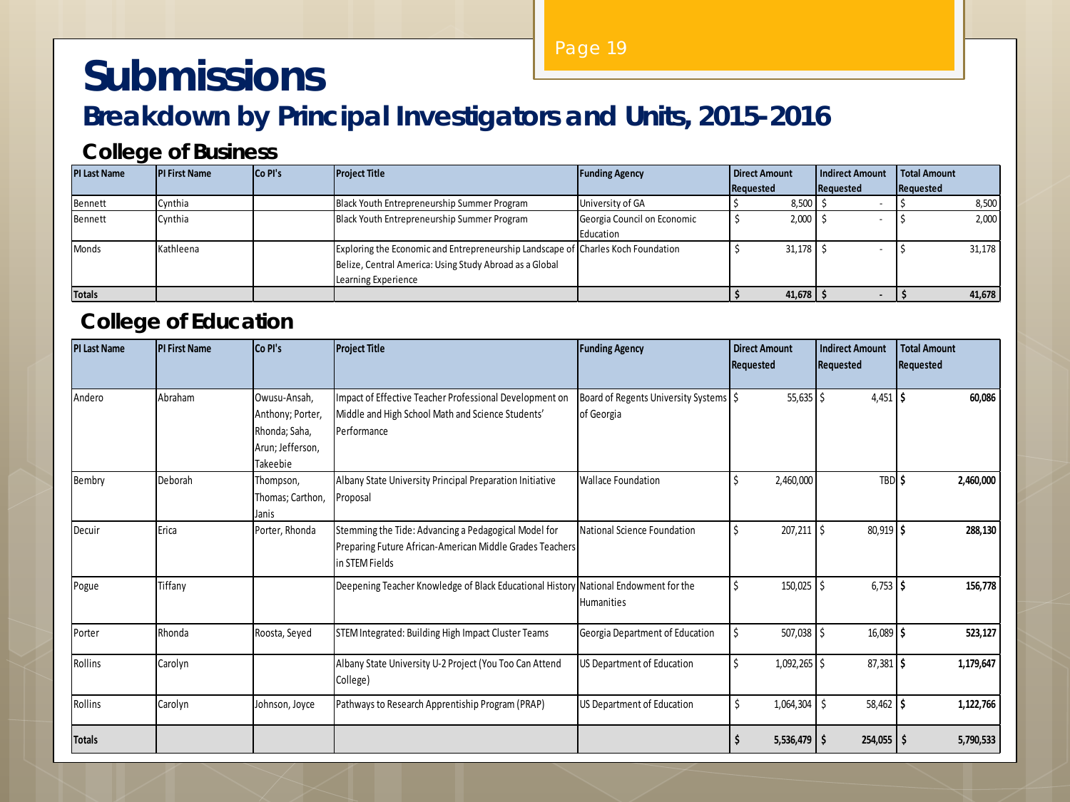# Submissions

## Breakdown by Principal Investigators and Units, 2015-2016

### College of Business

| PI Last Name | PI First Name | Co PI's | Project Title | Funding Agency | Direct Amount Requested | Indirect Amount Requested | Total Amount Requested |
|---|---|---|---|---|---|---|---|
| Bennett | Cynthia | | Black Youth Entrepreneurship Summer Program | University of GA | $ 8,500 | $ - | $ 8,500 |
| Bennett | Cynthia | | Black Youth Entrepreneurship Summer Program | Georgia Council on Economic Education | $ 2,000 | $ - | $ 2,000 |
| Monds | Kathleena | | Exploring the Economic and Entrepreneurship Landscape of Belize, Central America: Using Study Abroad as a Global Learning Experience | Charles Koch Foundation | $ 31,178 | $ - | $ 31,178 |
| **Totals** | | | | | **$ 41,678** | **$ -** | **$ 41,678** |

### College of Education

| PI Last Name | PI First Name | Co PI's | Project Title | Funding Agency | Direct Amount Requested | Indirect Amount Requested | Total Amount Requested |
|---|---|---|---|---|---|---|---|
| Andero | Abraham | Owusu-Ansah, Anthony; Porter, Rhonda; Saha, Arun; Jefferson, Takeebie | Impact of Effective Teacher Professional Development on Middle and High School Math and Science Students' Performance | Board of Regents University Systems of Georgia | $ 55,635 | $ 4,451 | **$ 60,086** |
| Bembry | Deborah | Thompson, Thomas; Carthon, Janis | Albany State University Principal Preparation Initiative Proposal | Wallace Foundation | $ 2,460,000 | TBD | **$ 2,460,000** |
| Decuir | Erica | Porter, Rhonda | Stemming the Tide: Advancing a Pedagogical Model for Preparing Future African-American Middle Grades Teachers in STEM Fields | National Science Foundation | $ 207,211 | $ 80,919 | **$ 288,130** |
| Pogue | Tiffany | | Deepening Teacher Knowledge of Black Educational History | National Endowment for the Humanities | $ 150,025 | $ 6,753 | **$ 156,778** |
| Porter | Rhonda | Roosta, Seyed | STEM Integrated: Building High Impact Cluster Teams | Georgia Department of Education | $ 507,038 | $ 16,089 | **$ 523,127** |
| Rollins | Carolyn | | Albany State University U-2 Project (You Too Can Attend College) | US Department of Education | $ 1,092,265 | $ 87,381 | **$ 1,179,647** |
| Rollins | Carolyn | Johnson, Joyce | Pathways to Research Apprentiship Program (PRAP) | US Department of Education | $ 1,064,304 | $ 58,462 | **$ 1,122,766** |
| **Totals** | | | | | **$ 5,536,479** | **$ 254,055** | **$ 5,790,533** |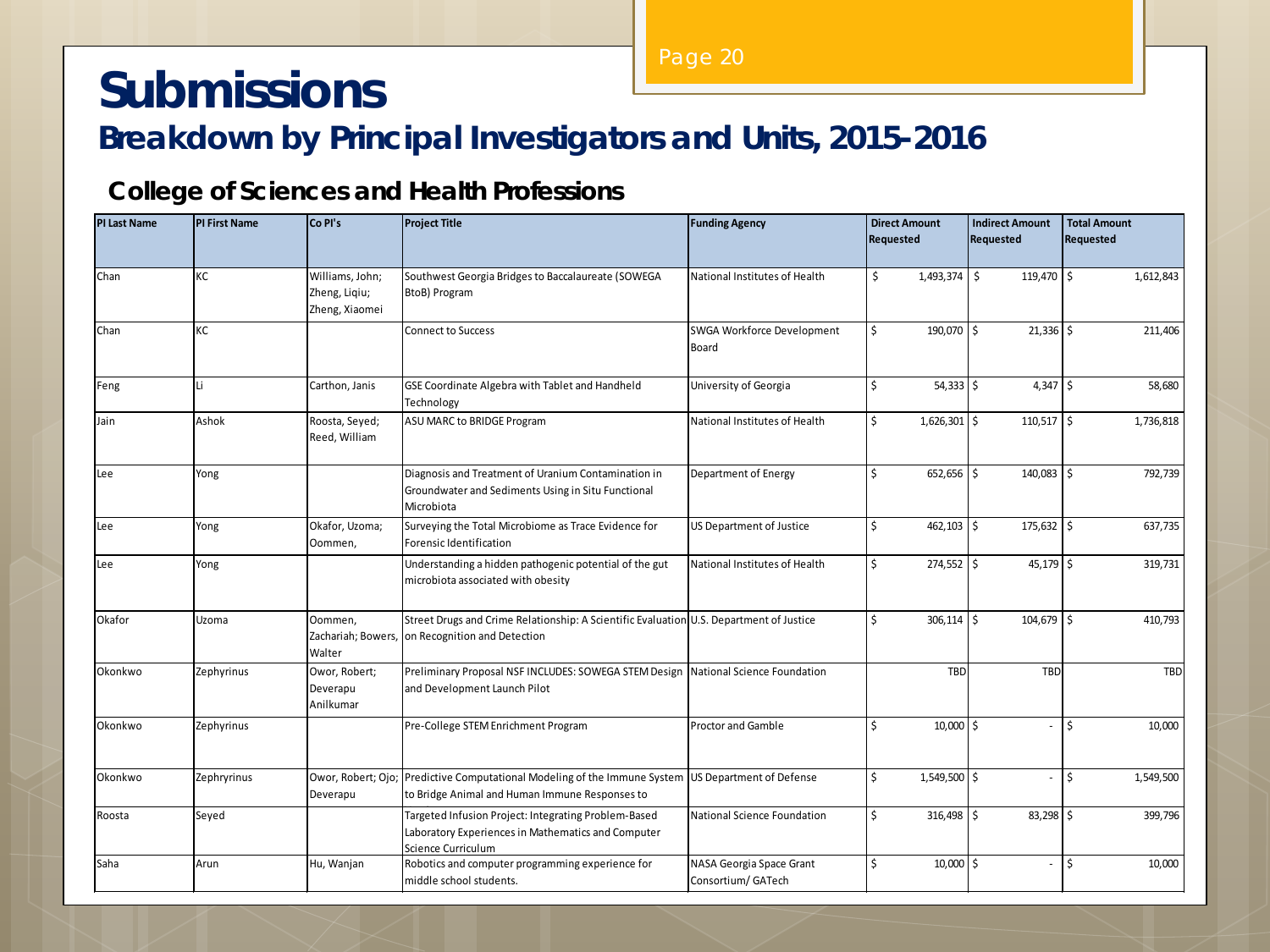# Submissions

## Breakdown by Principal Investigators and Units, 2015-2016

### College of Sciences and Health Professions

| PI Last Name | PI First Name | Co PI's | Project Title | Funding Agency | Direct Amount Requested | Indirect Amount Requested | Total Amount Requested |
|---|---|---|---|---|---|---|---|
| Chan | KC | Williams, John; Zheng, Liqiu; Zheng, Xiaomei | Southwest Georgia Bridges to Baccalaureate (SOWEGA BtoB) Program | National Institutes of Health | $ 1,493,374 | $ 119,470 | $ 1,612,843 |
| Chan | KC | | Connect to Success | SWGA Workforce Development Board | $ 190,070 | $ 21,336 | $ 211,406 |
| Feng | Li | Carthon, Janis | GSE Coordinate Algebra with Tablet and Handheld Technology | University of Georgia | $ 54,333 | $ 4,347 | $ 58,680 |
| Jain | Ashok | Roosta, Seyed; Reed, William | ASU MARC to BRIDGE Program | National Institutes of Health | $ 1,626,301 | $ 110,517 | $ 1,736,818 |
| Lee | Yong | | Diagnosis and Treatment of Uranium Contamination in Groundwater and Sediments Using in Situ Functional Microbiota | Department of Energy | $ 652,656 | $ 140,083 | $ 792,739 |
| Lee | Yong | Okafor, Uzoma; Oommen, | Surveying the Total Microbiome as Trace Evidence for Forensic Identification | US Department of Justice | $ 462,103 | $ 175,632 | $ 637,735 |
| Lee | Yong | | Understanding a hidden pathogenic potential of the gut microbiota associated with obesity | National Institutes of Health | $ 274,552 | $ 45,179 | $ 319,731 |
| Okafor | Uzoma | Oommen, Zachariah; Bowers, Walter | Street Drugs and Crime Relationship: A Scientific Evaluation on Recognition and Detection | U.S. Department of Justice | $ 306,114 | $ 104,679 | $ 410,793 |
| Okonkwo | Zephyrinus | Owor, Robert; Deverapu Anilkumar | Preliminary Proposal NSF INCLUDES: SOWEGA STEM Design and Development Launch Pilot | National Science Foundation | TBD | TBD | TBD |
| Okonkwo | Zephyrinus | | Pre-College STEM Enrichment Program | Proctor and Gamble | $ 10,000 | $ - | $ 10,000 |
| Okonkwo | Zephryrinus | Owor, Robert; Ojo; Deverapu | Predictive Computational Modeling of the Immune System to Bridge Animal and Human Immune Responses to | US Department of Defense | $ 1,549,500 | $ - | $ 1,549,500 |
| Roosta | Seyed | | Targeted Infusion Project: Integrating Problem-Based Laboratory Experiences in Mathematics and Computer Science Curriculum | National Science Foundation | $ 316,498 | $ 83,298 | $ 399,796 |
| Saha | Arun | Hu, Wanjan | Robotics and computer programming experience for middle school students. | NASA Georgia Space Grant Consortium/ GATech | $ 10,000 | $ - | $ 10,000 |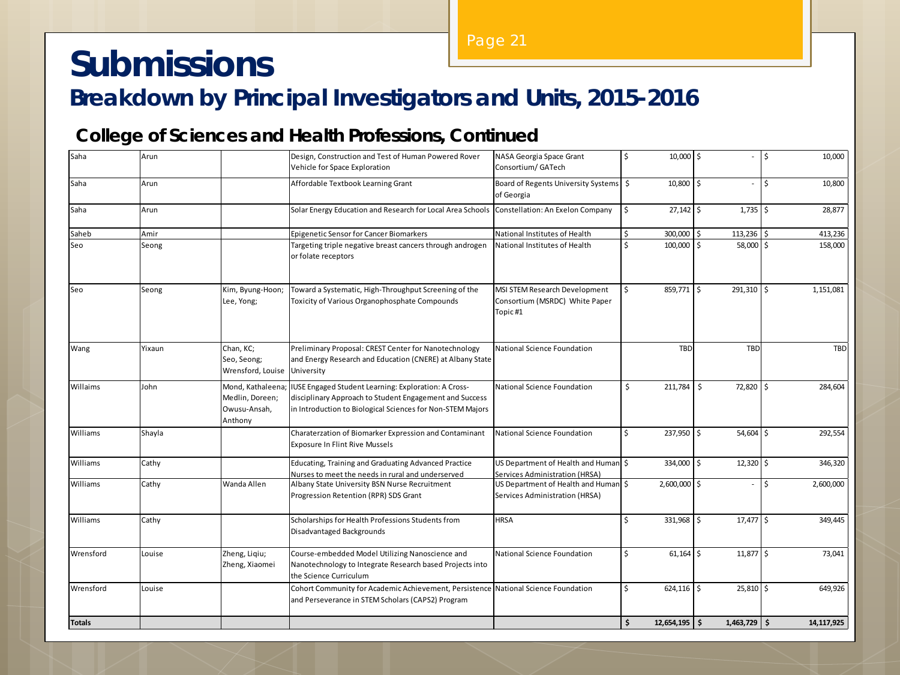# Submissions

## Breakdown by Principal Investigators and Units, 2015-2016

### College of Sciences and Health Professions, Continued

| | | | | | | | |
|---|---|---|---|---|---|---|---|
| Saha | Arun | | Design, Construction and Test of Human Powered Rover Vehicle for Space Exploration | NASA Georgia Space Grant Consortium/ GATech | $ 10,000 | $ - | $ 10,000 |
| Saha | Arun | | Affordable Textbook Learning Grant | Board of Regents University Systems of Georgia | $ 10,800 | $ - | $ 10,800 |
| Saha | Arun | | Solar Energy Education and Research for Local Area Schools | Constellation: An Exelon Company | $ 27,142 | $ 1,735 | $ 28,877 |
| Saheb | Amir | | Epigenetic Sensor for Cancer Biomarkers | National Institutes of Health | $ 300,000 | $ 113,236 | $ 413,236 |
| Seo | Seong | | Targeting triple negative breast cancers through androgen or folate receptors | National Institutes of Health | $ 100,000 | $ 58,000 | $ 158,000 |
| Seo | Seong | Kim, Byung-Hoon; Lee, Yong; | Toward a Systematic, High-Throughput Screening of the Toxicity of Various Organophosphate Compounds | MSI STEM Research Development Consortium (MSRDC) White Paper Topic #1 | $ 859,771 | $ 291,310 | $ 1,151,081 |
| Wang | Yixaun | Chan, KC; Seo, Seong; Wrensford, Louise | Preliminary Proposal: CREST Center for Nanotechnology and Energy Research and Education (CNERE) at Albany State University | National Science Foundation | TBD | TBD | TBD |
| Willaims | John | Mond, Kathaleena; Medlin, Doreen; Owusu-Ansah, Anthony | IUSE Engaged Student Learning: Exploration: A Cross-disciplinary Approach to Student Engagement and Success in Introduction to Biological Sciences for Non-STEM Majors | National Science Foundation | $ 211,784 | $ 72,820 | $ 284,604 |
| Williams | Shayla | | Charaterzation of Biomarker Expression and Contaminant Exposure In Flint Rive Mussels | National Science Foundation | $ 237,950 | $ 54,604 | $ 292,554 |
| Williams | Cathy | | Educating, Training and Graduating Advanced Practice Nurses to meet the needs in rural and underserved | US Department of Health and Human Services Administration (HRSA) | $ 334,000 | $ 12,320 | $ 346,320 |
| Williams | Cathy | Wanda Allen | Albany State University BSN Nurse Recruitment Progression Retention (RPR) SDS Grant | US Department of Health and Human Services Administration (HRSA) | $ 2,600,000 | $ - | $ 2,600,000 |
| Williams | Cathy | | Scholarships for Health Professions Students from Disadvantaged Backgrounds | HRSA | $ 331,968 | $ 17,477 | $ 349,445 |
| Wrensford | Louise | Zheng, Liqiu; Zheng, Xiaomei | Course-embedded Model Utilizing Nanoscience and Nanotechnology to Integrate Research based Projects into the Science Curriculum | National Science Foundation | $ 61,164 | $ 11,877 | $ 73,041 |
| Wrensford | Louise | | Cohort Community for Academic Achievement, Persistence and Perseverance in STEM Scholars (CAPS2) Program | National Science Foundation | $ 624,116 | $ 25,810 | $ 649,926 |
| **Totals** | | | | | **$ 12,654,195** | **$ 1,463,729** | **$ 14,117,925** |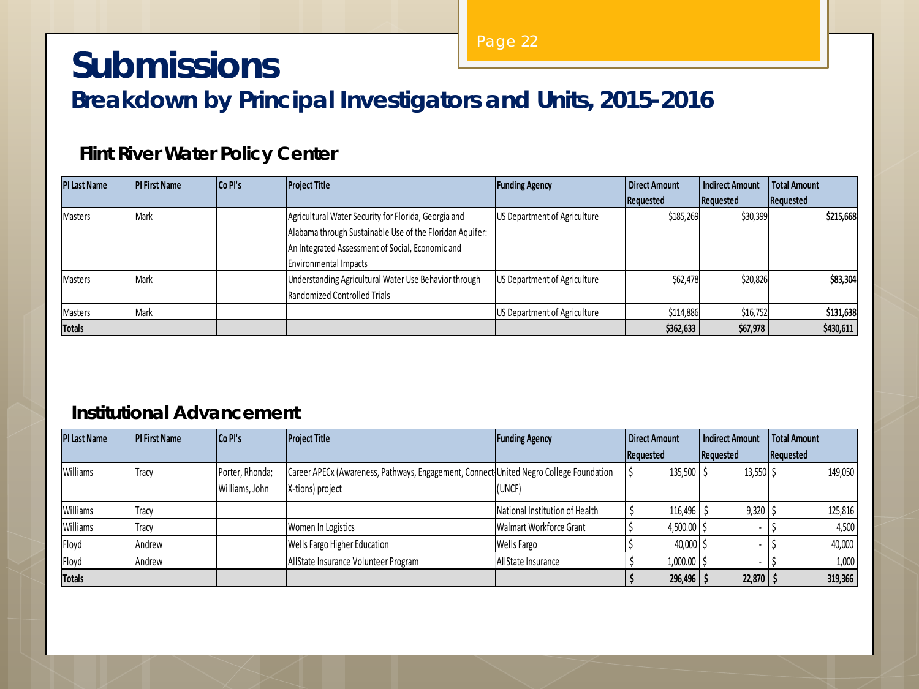# Submissions

## Breakdown by Principal Investigators and Units, 2015-2016

### Flint River Water Policy Center

| PI Last Name | PI First Name | Co PI's | Project Title | Funding Agency | Direct Amount Requested | Indirect Amount Requested | Total Amount Requested |
|---|---|---|---|---|---|---|---|
| Masters | Mark | | Agricultural Water Security for Florida, Georgia and Alabama through Sustainable Use of the Floridan Aquifer: An Integrated Assessment of Social, Economic and Environmental Impacts | US Department of Agriculture | $185,269 | $30,399 | **$215,668** |
| Masters | Mark | | Understanding Agricultural Water Use Behavior through Randomized Controlled Trials | US Department of Agriculture | $62,478 | $20,826 | **$83,304** |
| Masters | Mark | | | US Department of Agriculture | $114,886 | $16,752 | **$131,638** |
| **Totals** | | | | | **$362,633** | **$67,978** | **$430,611** |

### Institutional Advancement

| PI Last Name | PI First Name | Co PI's | Project Title | Funding Agency | Direct Amount Requested | Indirect Amount Requested | Total Amount Requested |
|---|---|---|---|---|---|---|---|
| Williams | Tracy | Porter, Rhonda; Williams, John | Career APECx (Awareness, Pathways, Engagement, Connect-X-tions) project | United Negro College Foundation (UNCF) | $ 135,500 | $ 13,550 | $ 149,050 |
| Williams | Tracy | | | National Institution of Health | $ 116,496 | $ 9,320 | $ 125,816 |
| Williams | Tracy | | Women In Logistics | Walmart Workforce Grant | $ 4,500.00 | $ - | $ 4,500 |
| Floyd | Andrew | | Wells Fargo Higher Education | Wells Fargo | $ 40,000 | $ - | $ 40,000 |
| Floyd | Andrew | | AllState Insurance Volunteer Program | AllState Insurance | $ 1,000.00 | $ - | $ 1,000 |
| **Totals** | | | | | **$ 296,496** | **$ 22,870** | **$ 319,366** |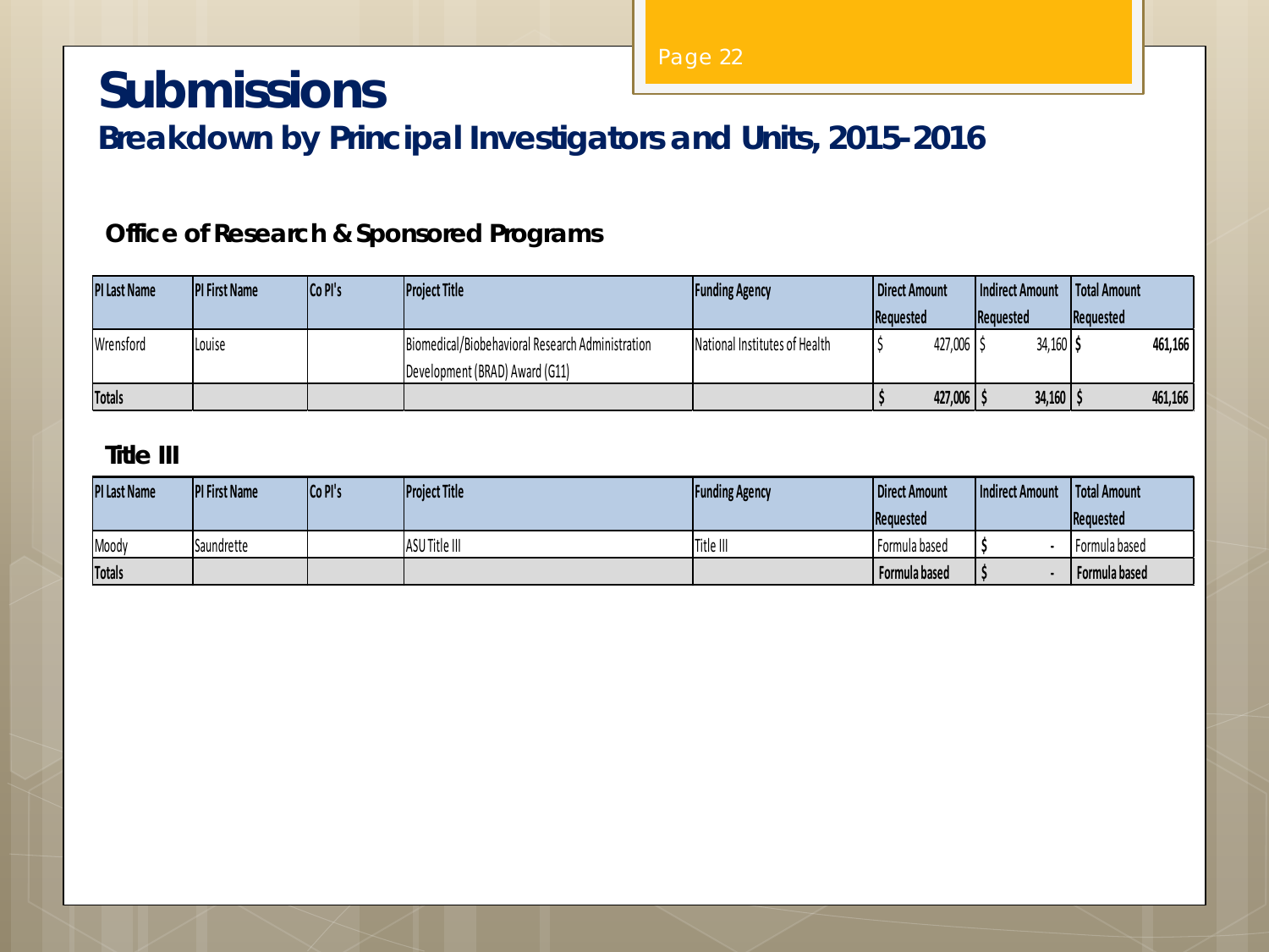# Submissions

## Breakdown by Principal Investigators and Units, 2015-2016

### Office of Research & Sponsored Programs

| PI Last Name | PI First Name | Co PI's | Project Title | Funding Agency | Direct Amount Requested | Indirect Amount Requested | Total Amount Requested |
|---|---|---|---|---|---|---|---|
| Wrensford | Louise | | Biomedical/Biobehavioral Research Administration Development (BRAD) Award (G11) | National Institutes of Health | $ 427,006 | $ 34,160 | $ **461,166** |
| **Totals** | | | | | **$ 427,006** | **$ 34,160** | **$ 461,166** |

### Title III

| PI Last Name | PI First Name | Co PI's | Project Title | Funding Agency | Direct Amount Requested | Indirect Amount | Total Amount Requested |
|---|---|---|---|---|---|---|---|
| Moody | Saundrette | | ASU Title III | Title III | Formula based | $ - | Formula based |
| **Totals** | | | | | **Formula based** | **$ -** | **Formula based** |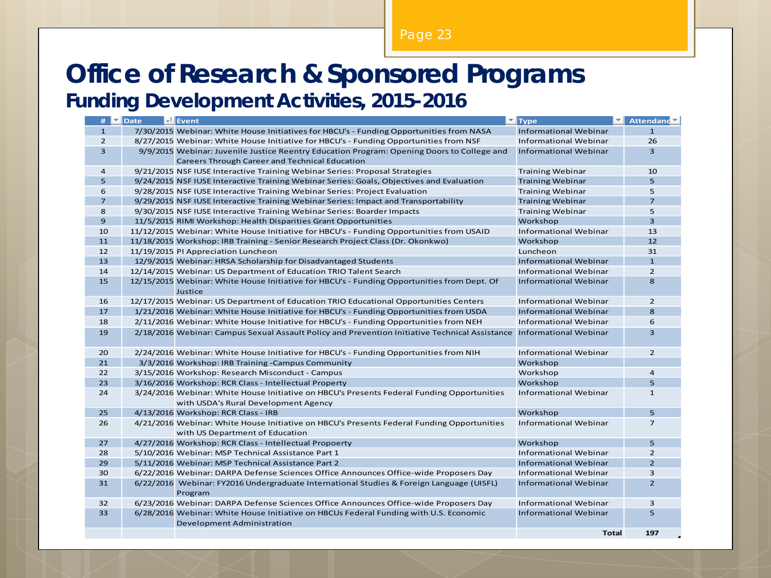# Office of Research & Sponsored Programs

## Funding Development Activities, 2015-2016

| # | Date | Event | Type | Attendance |
|---|---|---|---|---|
| 1 | 7/30/2015 | Webinar: White House Initiatives for HBCU's - Funding Opportunities from NASA | Informational Webinar | 1 |
| 2 | 8/27/2015 | Webinar: White House Initiative for HBCU's - Funding Opportunities from NSF | Informational Webinar | 26 |
| 3 | 9/9/2015 | Webinar: Juvenile Justice Reentry Education Program: Opening Doors to College and Careers Through Career and Technical Education | Informational Webinar | 3 |
| 4 | 9/21/2015 | NSF IUSE Interactive Training Webinar Series: Proposal Strategies | Training Webinar | 10 |
| 5 | 9/24/2015 | NSF IUSE Interactive Training Webinar Series: Goals, Objectives and Evaluation | Training Webinar | 5 |
| 6 | 9/28/2015 | NSF IUSE Interactive Training Webinar Series: Project Evaluation | Training Webinar | 5 |
| 7 | 9/29/2015 | NSF IUSE Interactive Training Webinar Series: Impact and Transportability | Training Webinar | 7 |
| 8 | 9/30/2015 | NSF IUSE Interactive Training Webinar Series: Boarder Impacts | Training Webinar | 5 |
| 9 | 11/5/2015 | RIMI Workshop: Health Disparities Grant Opportunities | Workshop | 3 |
| 10 | 11/12/2015 | Webinar: White House Initiative for HBCU's - Funding Opportunities from USAID | Informational Webinar | 13 |
| 11 | 11/18/2015 | Workshop: IRB Training - Senior Research Project Class (Dr. Okonkwo) | Workshop | 12 |
| 12 | 11/19/2015 | PI Appreciation Luncheon | Luncheon | 31 |
| 13 | 12/9/2015 | Webinar: HRSA Scholarship for Disadvantaged Students | Informational Webinar | 1 |
| 14 | 12/14/2015 | Webinar: US Department of Education TRIO Talent Search | Informational Webinar | 2 |
| 15 | 12/15/2015 | Webinar: White House Initiative for HBCU's - Funding Opportunities from Dept. Of Justice | Informational Webinar | 8 |
| 16 | 12/17/2015 | Webinar: US Department of Education TRIO Educational Opportunities Centers | Informational Webinar | 2 |
| 17 | 1/21/2016 | Webinar: White House Initiative for HBCU's - Funding Opportunities from USDA | Informational Webinar | 8 |
| 18 | 2/11/2016 | Webinar: White House Initiative for HBCU's - Funding Opportunities from NEH | Informational Webinar | 6 |
| 19 | 2/18/2016 | Webinar: Campus Sexual Assault Policy and Prevention Initiative Technical Assistance | Informational Webinar | 3 |
| 20 | 2/24/2016 | Webinar: White House Initiative for HBCU's - Funding Opportunities from NIH | Informational Webinar | 2 |
| 21 | 3/3/2016 | Workshop: IRB Training -Campus Community | Workshop | |
| 22 | 3/15/2016 | Workshop: Research Misconduct - Campus | Workshop | 4 |
| 23 | 3/16/2016 | Workshop: RCR Class - Intellectual Property | Workshop | 5 |
| 24 | 3/24/2016 | Webinar: White House Initiative on HBCU's Presents Federal Funding Opportunities with USDA's Rural Development Agency | Informational Webinar | 1 |
| 25 | 4/13/2016 | Workshop: RCR Class - IRB | Workshop | 5 |
| 26 | 4/21/2016 | Webinar: White House Initiative on HBCU's Presents Federal Funding Opportunities with US Department of Education | Informational Webinar | 7 |
| 27 | 4/27/2016 | Workshop: RCR Class - Intellectual Propoerty | Workshop | 5 |
| 28 | 5/10/2016 | Webinar: MSP Technical Assistance Part 1 | Informational Webinar | 2 |
| 29 | 5/11/2016 | Webinar: MSP Technical Assistance Part 2 | Informational Webinar | 2 |
| 30 | 6/22/2016 | Webinar: DARPA Defense Sciences Office Announces Office-wide Proposers Day | Informational Webinar | 3 |
| 31 | 6/22/2016 | Webinar: FY2016 Undergraduate International Studies & Foreign Language (UISFL) Program | Informational Webinar | 2 |
| 32 | 6/23/2016 | Webinar: DARPA Defense Sciences Office Announces Office-wide Proposers Day | Informational Webinar | 3 |
| 33 | 6/28/2016 | Webinar: White House Initiative on HBCUs Federal Funding with U.S. Economic Development Administration | Informational Webinar | 5 |
| | | | **Total** | **197** |